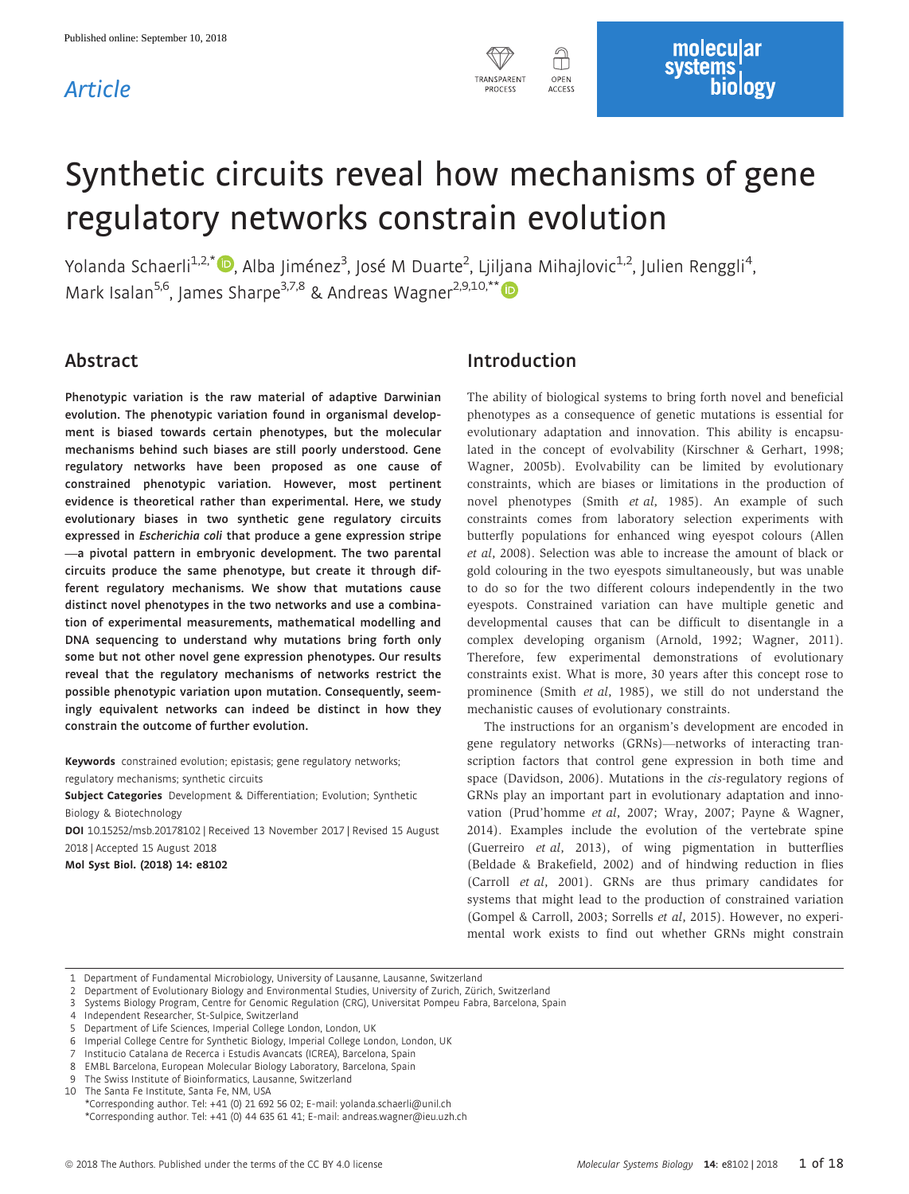Published online: September 10, 2018

*Article*

# Synthetic circuits reveal how mechanisms of gene regulatory networks constrain evolution

Yolanda Schaerli[1,2,*], Alba Jiménez[3], José M Duarte[2], Ljiljana Mihajlovic[1,2], Julien Renggli[4], Mark Isalan[5,6], James Sharpe[3,7,8] & Andreas Wagner[2,9,10,**]

## Abstract

**Phenotypic variation is the raw material of adaptive Darwinian evolution. The phenotypic variation found in organismal development is biased towards certain phenotypes, but the molecular mechanisms behind such biases are still poorly understood. Gene regulatory networks have been proposed as one cause of constrained phenotypic variation. However, most pertinent evidence is theoretical rather than experimental. Here, we study evolutionary biases in two synthetic gene regulatory circuits expressed in *Escherichia coli* that produce a gene expression stripe—a pivotal pattern in embryonic development. The two parental circuits produce the same phenotype, but create it through different regulatory mechanisms. We show that mutations cause distinct novel phenotypes in the two networks and use a combination of experimental measurements, mathematical modelling and DNA sequencing to understand why mutations bring forth only some but not other novel gene expression phenotypes. Our results reveal that the regulatory mechanisms of networks restrict the possible phenotypic variation upon mutation. Consequently, seemingly equivalent networks can indeed be distinct in how they constrain the outcome of further evolution.**

**Keywords** constrained evolution; epistasis; gene regulatory networks; regulatory mechanisms; synthetic circuits

**Subject Categories** Development & Differentiation; Evolution; Synthetic Biology & Biotechnology

**DOI** 10.15252/msb.20178102 | Received 13 November 2017 | Revised 15 August 2018 | Accepted 15 August 2018

**Mol Syst Biol. (2018) 14: e8102**

## Introduction

The ability of biological systems to bring forth novel and beneficial phenotypes as a consequence of genetic mutations is essential for evolutionary adaptation and innovation. This ability is encapsulated in the concept of evolvability (Kirschner & Gerhart, 1998; Wagner, 2005b). Evolvability can be limited by evolutionary constraints, which are biases or limitations in the production of novel phenotypes (Smith *et al*, 1985). An example of such constraints comes from laboratory selection experiments with butterfly populations for enhanced wing eyespot colours (Allen *et al*, 2008). Selection was able to increase the amount of black or gold colouring in the two eyespots simultaneously, but was unable to do so for the two different colours independently in the two eyespots. Constrained variation can have multiple genetic and developmental causes that can be difficult to disentangle in a complex developing organism (Arnold, 1992; Wagner, 2011). Therefore, few experimental demonstrations of evolutionary constraints exist. What is more, 30 years after this concept rose to prominence (Smith *et al*, 1985), we still do not understand the mechanistic causes of evolutionary constraints.

The instructions for an organism's development are encoded in gene regulatory networks (GRNs)—networks of interacting transcription factors that control gene expression in both time and space (Davidson, 2006). Mutations in the *cis*-regulatory regions of GRNs play an important part in evolutionary adaptation and innovation (Prud'homme *et al*, 2007; Wray, 2007; Payne & Wagner, 2014). Examples include the evolution of the vertebrate spine (Guerreiro *et al*, 2013), of wing pigmentation in butterflies (Beldade & Brakefield, 2002) and of hindwing reduction in flies (Carroll *et al*, 2001). GRNs are thus primary candidates for systems that might lead to the production of constrained variation (Gompel & Carroll, 2003; Sorrells *et al*, 2015). However, no experimental work exists to find out whether GRNs might constrain

1 Department of Fundamental Microbiology, University of Lausanne, Lausanne, Switzerland
2 Department of Evolutionary Biology and Environmental Studies, University of Zurich, Zürich, Switzerland
3 Systems Biology Program, Centre for Genomic Regulation (CRG), Universitat Pompeu Fabra, Barcelona, Spain
4 Independent Researcher, St-Sulpice, Switzerland
5 Department of Life Sciences, Imperial College London, London, UK
6 Imperial College Centre for Synthetic Biology, Imperial College London, London, UK
7 Institucio Catalana de Recerca i Estudis Avancats (ICREA), Barcelona, Spain
8 EMBL Barcelona, European Molecular Biology Laboratory, Barcelona, Spain
9 The Swiss Institute of Bioinformatics, Lausanne, Switzerland
10 The Santa Fe Institute, Santa Fe, NM, USA
*Corresponding author. Tel: +41 (0) 21 692 56 02; E-mail: yolanda.schaerli@unil.ch
*Corresponding author. Tel: +41 (0) 44 635 61 41; E-mail: andreas.wagner@ieu.uzh.ch

© 2018 The Authors. Published under the terms of the CC BY 4.0 license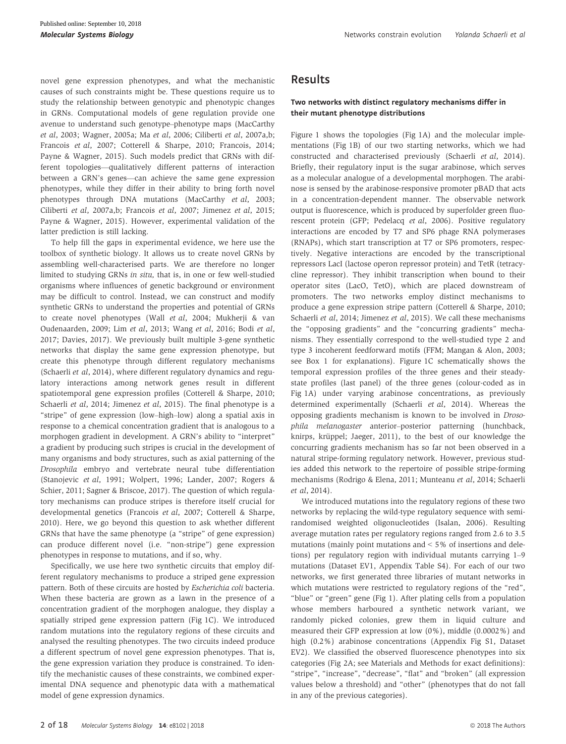novel gene expression phenotypes, and what the mechanistic causes of such constraints might be. These questions require us to study the relationship between genotypic and phenotypic changes in GRNs. Computational models of gene regulation provide one avenue to understand such genotype–phenotype maps (MacCarthy *et al*, 2003; Wagner, 2005a; Ma *et al*, 2006; Ciliberti *et al*, 2007a,b; Francois *et al*, 2007; Cotterell & Sharpe, 2010; Francois, 2014; Payne & Wagner, 2015). Such models predict that GRNs with different topologies—qualitatively different patterns of interaction between a GRN's genes—can achieve the same gene expression phenotypes, while they differ in their ability to bring forth novel phenotypes through DNA mutations (MacCarthy *et al*, 2003; Ciliberti *et al*, 2007a,b; Francois *et al*, 2007; Jimenez *et al*, 2015; Payne & Wagner, 2015). However, experimental validation of the latter prediction is still lacking.

To help fill the gaps in experimental evidence, we here use the toolbox of synthetic biology. It allows us to create novel GRNs by assembling well-characterised parts. We are therefore no longer limited to studying GRNs *in situ*, that is, in one or few well-studied organisms where influences of genetic background or environment may be difficult to control. Instead, we can construct and modify synthetic GRNs to understand the properties and potential of GRNs to create novel phenotypes (Wall *et al*, 2004; Mukherji & van Oudenaarden, 2009; Lim *et al*, 2013; Wang *et al*, 2016; Bodi *et al*, 2017; Davies, 2017). We previously built multiple 3-gene synthetic networks that display the same gene expression phenotype, but create this phenotype through different regulatory mechanisms (Schaerli *et al*, 2014), where different regulatory dynamics and regulatory interactions among network genes result in different spatiotemporal gene expression profiles (Cotterell & Sharpe, 2010; Schaerli *et al*, 2014; Jimenez *et al*, 2015). The final phenotype is a "stripe" of gene expression (low–high–low) along a spatial axis in response to a chemical concentration gradient that is analogous to a morphogen gradient in development. A GRN's ability to "interpret" a gradient by producing such stripes is crucial in the development of many organisms and body structures, such as axial patterning of the *Drosophila* embryo and vertebrate neural tube differentiation (Stanojevic *et al*, 1991; Wolpert, 1996; Lander, 2007; Rogers & Schier, 2011; Sagner & Briscoe, 2017). The question of which regulatory mechanisms can produce stripes is therefore itself crucial for developmental genetics (Francois *et al*, 2007; Cotterell & Sharpe, 2010). Here, we go beyond this question to ask whether different GRNs that have the same phenotype (a "stripe" of gene expression) can produce different novel (i.e. "non-stripe") gene expression phenotypes in response to mutations, and if so, why.

Specifically, we use here two synthetic circuits that employ different regulatory mechanisms to produce a striped gene expression pattern. Both of these circuits are hosted by *Escherichia coli* bacteria. When these bacteria are grown as a lawn in the presence of a concentration gradient of the morphogen analogue, they display a spatially striped gene expression pattern (Fig 1C). We introduced random mutations into the regulatory regions of these circuits and analysed the resulting phenotypes. The two circuits indeed produce a different spectrum of novel gene expression phenotypes. That is, the gene expression variation they produce is constrained. To identify the mechanistic causes of these constraints, we combined experimental DNA sequence and phenotypic data with a mathematical model of gene expression dynamics.

## Results

### Two networks with distinct regulatory mechanisms differ in their mutant phenotype distributions

Figure 1 shows the topologies (Fig 1A) and the molecular implementations (Fig 1B) of our two starting networks, which we had constructed and characterised previously (Schaerli *et al*, 2014). Briefly, their regulatory input is the sugar arabinose, which serves as a molecular analogue of a developmental morphogen. The arabinose is sensed by the arabinose-responsive promoter pBAD that acts in a concentration-dependent manner. The observable network output is fluorescence, which is produced by superfolder green fluorescent protein (GFP; Pedelacq *et al*, 2006). Positive regulatory interactions are encoded by T7 and SP6 phage RNA polymerases (RNAPs), which start transcription at T7 or SP6 promoters, respectively. Negative interactions are encoded by the transcriptional repressors LacI (lactose operon repressor protein) and TetR (tetracycline repressor). They inhibit transcription when bound to their operator sites (LacO, TetO), which are placed downstream of promoters. The two networks employ distinct mechanisms to produce a gene expression stripe pattern (Cotterell & Sharpe, 2010; Schaerli *et al*, 2014; Jimenez *et al*, 2015). We call these mechanisms the "opposing gradients" and the "concurring gradients" mechanisms. They essentially correspond to the well-studied type 2 and type 3 incoherent feedforward motifs (FFM; Mangan & Alon, 2003; see Box 1 for explanations). Figure 1C schematically shows the temporal expression profiles of the three genes and their steady-state profiles (last panel) of the three genes (colour-coded as in Fig 1A) under varying arabinose concentrations, as previously determined experimentally (Schaerli *et al*, 2014). Whereas the opposing gradients mechanism is known to be involved in *Drosophila melanogaster* anterior–posterior patterning (hunchback, knirps, krüppel; Jaeger, 2011), to the best of our knowledge the concurring gradients mechanism has so far not been observed in a natural stripe-forming regulatory network. However, previous studies added this network to the repertoire of possible stripe-forming mechanisms (Rodrigo & Elena, 2011; Munteanu *et al*, 2014; Schaerli *et al*, 2014).

We introduced mutations into the regulatory regions of these two networks by replacing the wild-type regulatory sequence with semi-randomised weighted oligonucleotides (Isalan, 2006). Resulting average mutation rates per regulatory regions ranged from 2.6 to 3.5 mutations (mainly point mutations and < 5% of insertions and deletions) per regulatory region with individual mutants carrying 1–9 mutations (Dataset EV1, Appendix Table S4). For each of our two networks, we first generated three libraries of mutant networks in which mutations were restricted to regulatory regions of the "red", "blue" or "green" gene (Fig 1). After plating cells from a population whose members harboured a synthetic network variant, we randomly picked colonies, grew them in liquid culture and measured their GFP expression at low (0%), middle (0.0002%) and high (0.2%) arabinose concentrations (Appendix Fig S1, Dataset EV2). We classified the observed fluorescence phenotypes into six categories (Fig 2A; see Materials and Methods for exact definitions): "stripe", "increase", "decrease", "flat" and "broken" (all expression values below a threshold) and "other" (phenotypes that do not fall in any of the previous categories).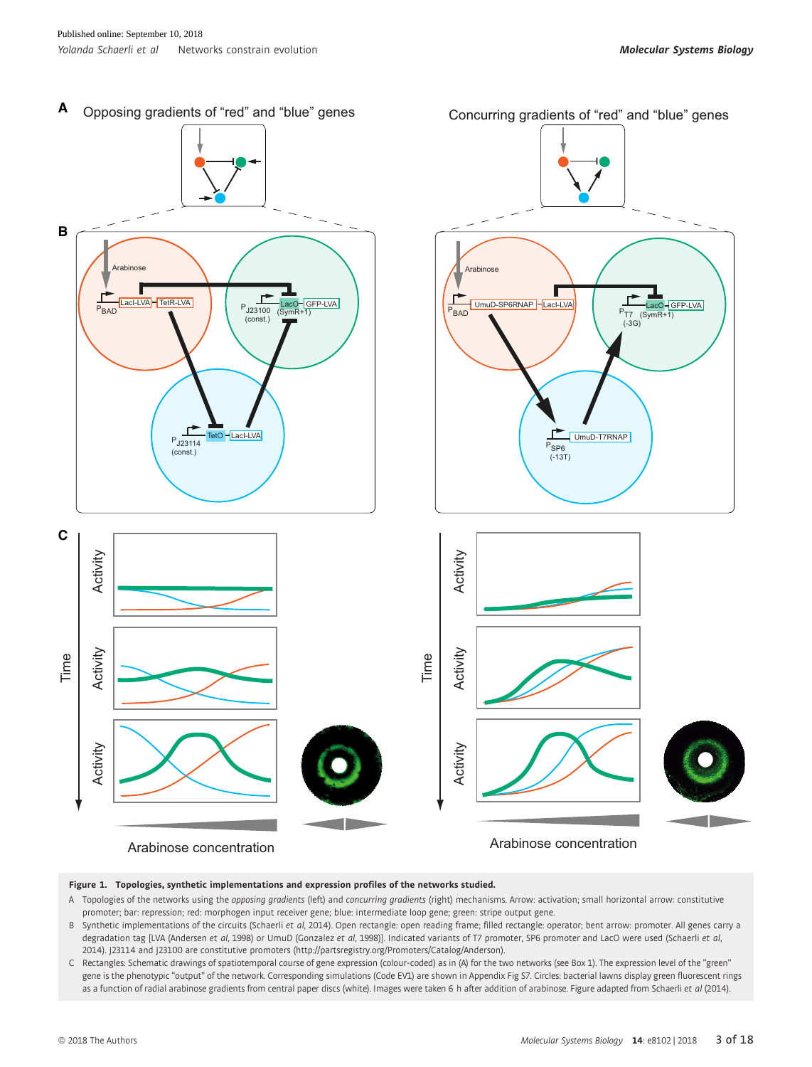**Figure 1. Topologies, synthetic implementations and expression profiles of the networks studied.**

A Topologies of the networks using the *opposing gradients* (left) and *concurring gradients* (right) mechanisms. Arrow: activation; small horizontal arrow: constitutive promoter; bar: repression; red: morphogen input receiver gene; blue: intermediate loop gene; green: stripe output gene.

B Synthetic implementations of the circuits (Schaerli *et al*, 2014). Open rectangle: open reading frame; filled rectangle: operator; bent arrow: promoter. All genes carry a degradation tag [LVA (Andersen *et al*, 1998) or UmuD (Gonzalez *et al*, 1998)]. Indicated variants of T7 promoter, SP6 promoter and LacO were used (Schaerli *et al*, 2014). J23114 and J23100 are constitutive promoters (http://partsregistry.org/Promoters/Catalog/Anderson).

C Rectangles: Schematic drawings of spatiotemporal course of gene expression (colour-coded) as in (A) for the two networks (see Box 1). The expression level of the "green" gene is the phenotypic "output" of the network. Corresponding simulations (Code EV1) are shown in Appendix Fig S7. Circles: bacterial lawns display green fluorescent rings as a function of radial arabinose gradients from central paper discs (white). Images were taken 6 h after addition of arabinose. Figure adapted from Schaerli *et al* (2014).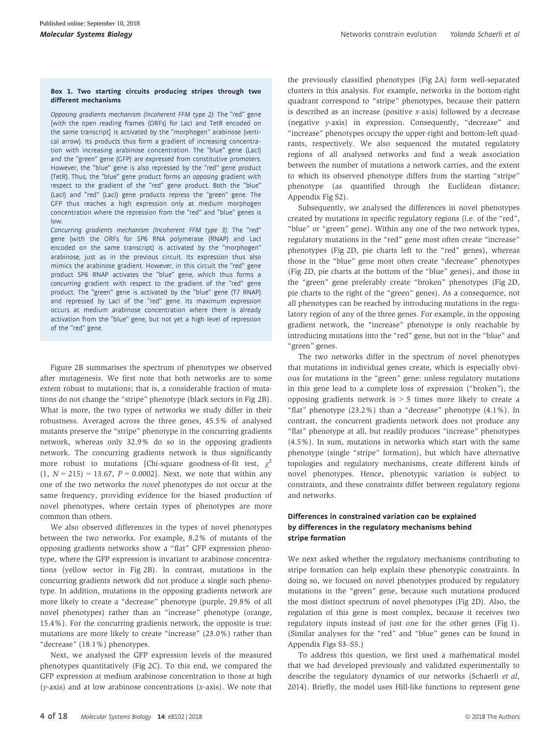**Box 1. Two starting circuits producing stripes through two different mechanisms**

*Opposing gradients mechanism (Incoherent FFM type 2):* The "red" gene [with the open reading frames (ORFs) for LacI and TetR encoded on the same transcript] is activated by the "morphogen" arabinose (vertical arrow). Its products thus form a gradient of increasing concentration with increasing arabinose concentration. The "blue" gene (LacI) and the "green" gene (GFP) are expressed from constitutive promoters. However, the "blue" gene is also repressed by the "red" gene product (TetR). Thus, the "blue" gene product forms an *opposing* gradient with respect to the gradient of the "red" gene product. Both the "blue" (LacI) and "red" (LacI) gene products repress the "green" gene. The GFP thus reaches a high expression only at medium morphogen concentration where the repression from the "red" and "blue" genes is low.

*Concurring gradients mechanism (Incoherent FFM type 3):* The "red" gene (with the ORFs for SP6 RNA polymerase (RNAP) and LacI encoded on the same transcript) is activated by the "morphogen" arabinose, just as in the previous circuit. Its expression thus also mimics the arabinose gradient. However, in this circuit the "red" gene product SP6 RNAP activates the "blue" gene, which thus forms a *concurring* gradient with respect to the gradient of the "red" gene product. The "green" gene is activated by the "blue" gene (T7 RNAP) and repressed by LacI of the "red" gene. Its maximum expression occurs at medium arabinose concentration where there is already activation from the "blue" gene, but not yet a high level of repression of the "red" gene.

Figure 2B summarises the spectrum of phenotypes we observed after mutagenesis. We first note that both networks are to some extent robust to mutations; that is, a considerable fraction of mutations do not change the "stripe" phenotype (black sectors in Fig 2B). What is more, the two types of networks we study differ in their robustness. Averaged across the three genes, 45.5% of analysed mutants preserve the "stripe" phenotype in the concurring gradients network, whereas only 32.9% do so in the opposing gradients network. The concurring gradients network is thus significantly more robust to mutations [Chi-square goodness-of-fit test, $\chi^2$ $(1, N = 215) = 13.67$, $P = 0.0002$]. Next, we note that within any one of the two networks the *novel* phenotypes do not occur at the same frequency, providing evidence for the biased production of novel phenotypes, where certain types of phenotypes are more common than others.

We also observed differences in the types of novel phenotypes between the two networks. For example, 8.2% of mutants of the opposing gradients networks show a "flat" GFP expression phenotype, where the GFP expression is invariant to arabinose concentrations (yellow sector in Fig 2B). In contrast, mutations in the concurring gradients network did not produce a single such phenotype. In addition, mutations in the opposing gradients network are more likely to create a "decrease" phenotype (purple, 29.8% of all novel phenotypes) rather than an "increase" phenotype (orange, 15.4%). For the concurring gradients network, the opposite is true: mutations are more likely to create "increase" (23.0%) rather than "decrease" (18.1%) phenotypes.

Next, we analysed the GFP expression levels of the measured phenotypes quantitatively (Fig 2C). To this end, we compared the GFP expression at medium arabinose concentration to those at high ($y$-axis) and at low arabinose concentrations ($x$-axis). We note that the previously classified phenotypes (Fig 2A) form well-separated clusters in this analysis. For example, networks in the bottom-right quadrant correspond to "stripe" phenotypes, because their pattern is described as an increase (positive $x$-axis) followed by a decrease (negative $y$-axis) in expression. Consequently, "decrease" and "increase" phenotypes occupy the upper-right and bottom-left quadrants, respectively. We also sequenced the mutated regulatory regions of all analysed networks and find a weak association between the number of mutations a network carries, and the extent to which its observed phenotype differs from the starting "stripe" phenotype (as quantified through the Euclidean distance; Appendix Fig S2).

Subsequently, we analysed the differences in novel phenotypes created by mutations in specific regulatory regions (i.e. of the "red", "blue" or "green" gene). Within any one of the two network types, regulatory mutations in the "red" gene most often create "increase" phenotypes (Fig 2D, pie charts left to the "red" genes), whereas those in the "blue" gene most often create "decrease" phenotypes (Fig 2D, pie charts at the bottom of the "blue" genes), and those in the "green" gene preferably create "broken" phenotypes (Fig 2D, pie charts to the right of the "green" genes). As a consequence, not all phenotypes can be reached by introducing mutations in the regulatory region of any of the three genes. For example, in the opposing gradient network, the "increase" phenotype is only reachable by introducing mutations into the "red" gene, but not in the "blue" and "green" genes.

The two networks differ in the spectrum of novel phenotypes that mutations in individual genes create, which is especially obvious for mutations in the "green" gene: unless regulatory mutations in this gene lead to a complete loss of expression ("broken"), the opposing gradients network is > 5 times more likely to create a "flat" phenotype (23.2%) than a "decrease" phenotype (4.1%). In contrast, the concurrent gradients network does not produce any "flat" phenotype at all, but readily produces "increase" phenotypes (4.5%). In sum, mutations in networks which start with the same phenotype (single "stripe" formation), but which have alternative topologies and regulatory mechanisms, create different kinds of novel phenotypes. Hence, phenotypic variation is subject to constraints, and these constraints differ between regulatory regions and networks.

### Differences in constrained variation can be explained by differences in the regulatory mechanisms behind stripe formation

We next asked whether the regulatory mechanisms contributing to stripe formation can help explain these phenotypic constraints. In doing so, we focused on novel phenotypes produced by regulatory mutations in the "green" gene, because such mutations produced the most distinct spectrum of novel phenotypes (Fig 2D). Also, the regulation of this gene is most complex, because it receives two regulatory inputs instead of just one for the other genes (Fig 1). (Similar analyses for the "red" and "blue" genes can be found in Appendix Figs S3–S5.)

To address this question, we first used a mathematical model that we had developed previously and validated experimentally to describe the regulatory dynamics of our networks (Schaerli *et al*, 2014). Briefly, the model uses Hill-like functions to represent gene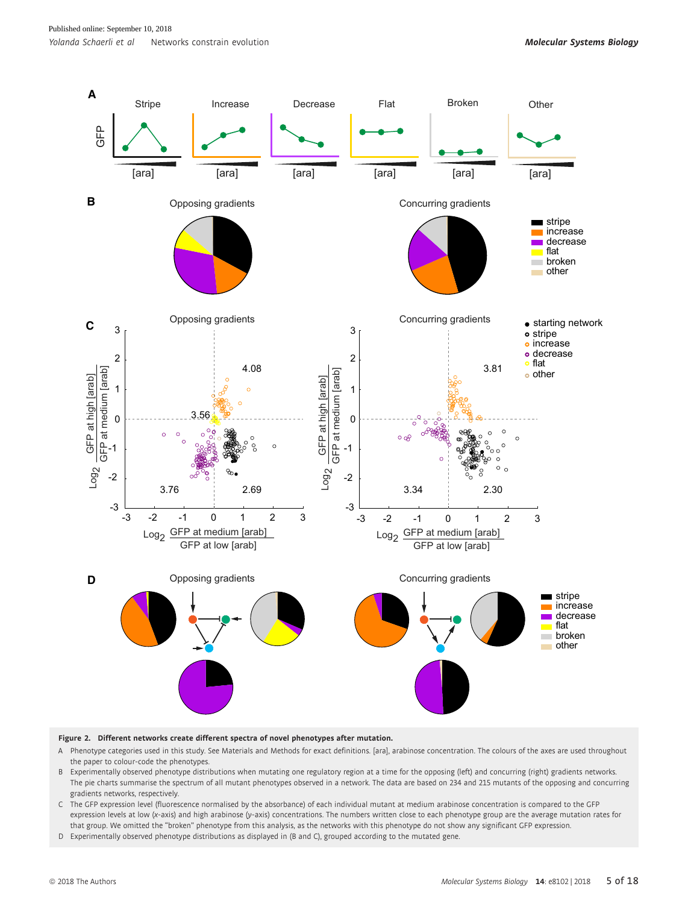**Figure 2. Different networks create different spectra of novel phenotypes after mutation.**

A Phenotype categories used in this study. See Materials and Methods for exact definitions. [ara], arabinose concentration. The colours of the axes are used throughout the paper to colour-code the phenotypes.

B Experimentally observed phenotype distributions when mutating one regulatory region at a time for the opposing (left) and concurring (right) gradients networks. The pie charts summarise the spectrum of all mutant phenotypes observed in a network. The data are based on 234 and 215 mutants of the opposing and concurring gradients networks, respectively.

C The GFP expression level (fluorescence normalised by the absorbance) of each individual mutant at medium arabinose concentration is compared to the GFP expression levels at low (*x*-axis) and high arabinose (*y*-axis) concentrations. The numbers written close to each phenotype group are the average mutation rates for that group. We omitted the "broken" phenotype from this analysis, as the networks with this phenotype do not show any significant GFP expression.

D Experimentally observed phenotype distributions as displayed in (B and C), grouped according to the mutated gene.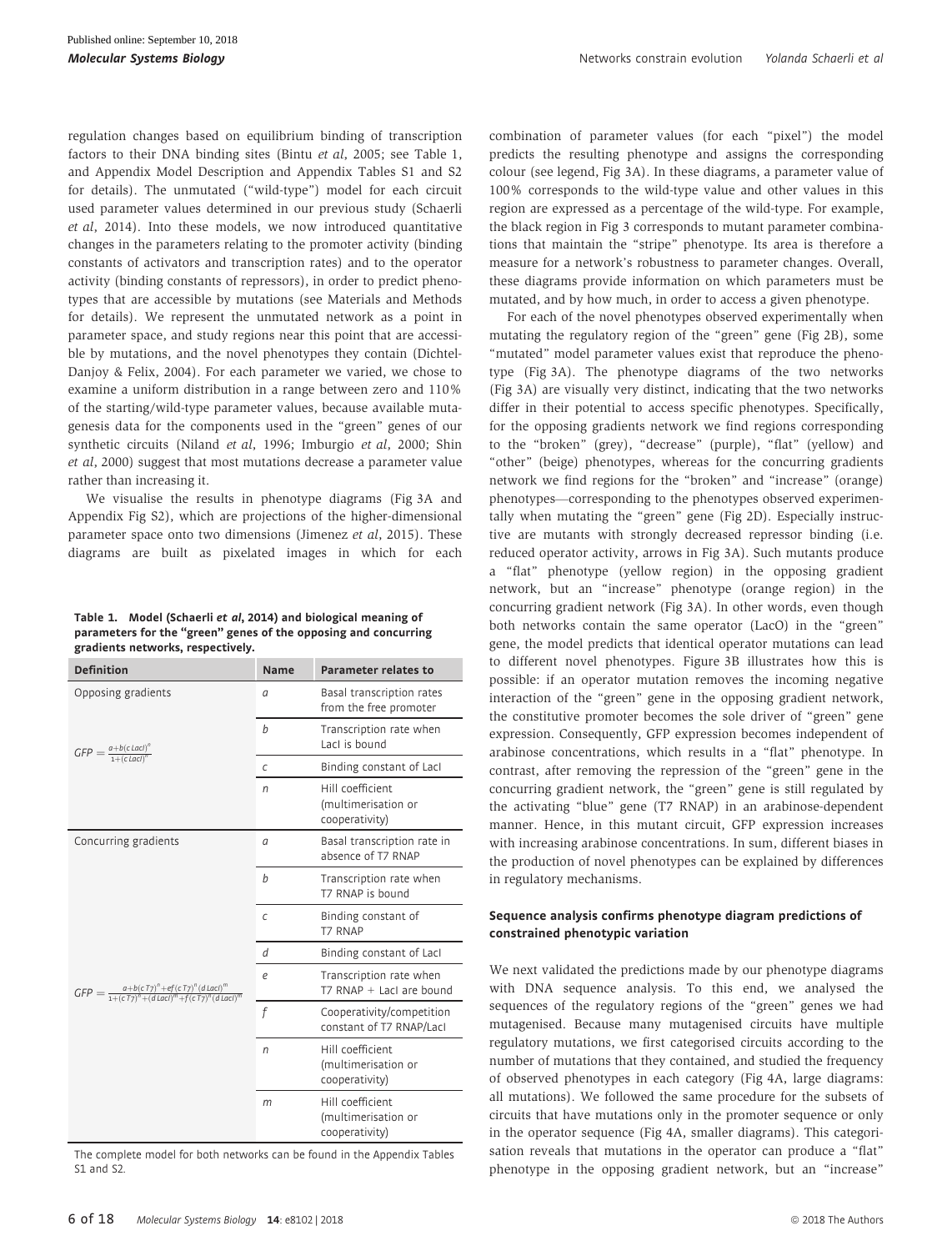regulation changes based on equilibrium binding of transcription factors to their DNA binding sites (Bintu *et al*, 2005; see Table 1, and Appendix Model Description and Appendix Tables S1 and S2 for details). The unmutated ("wild-type") model for each circuit used parameter values determined in our previous study (Schaerli *et al*, 2014). Into these models, we now introduced quantitative changes in the parameters relating to the promoter activity (binding constants of activators and transcription rates) and to the operator activity (binding constants of repressors), in order to predict phenotypes that are accessible by mutations (see Materials and Methods for details). We represent the unmutated network as a point in parameter space, and study regions near this point that are accessible by mutations, and the novel phenotypes they contain (Dichtel-Danjoy & Felix, 2004). For each parameter we varied, we chose to examine a uniform distribution in a range between zero and 110% of the starting/wild-type parameter values, because available mutagenesis data for the components used in the "green" genes of our synthetic circuits (Niland *et al*, 1996; Imburgio *et al*, 2000; Shin *et al*, 2000) suggest that most mutations decrease a parameter value rather than increasing it.

We visualise the results in phenotype diagrams (Fig 3A and Appendix Fig S2), which are projections of the higher-dimensional parameter space onto two dimensions (Jimenez *et al*, 2015). These diagrams are built as pixelated images in which for each combination of parameter values (for each "pixel") the model predicts the resulting phenotype and assigns the corresponding colour (see legend, Fig 3A). In these diagrams, a parameter value of 100% corresponds to the wild-type value and other values in this region are expressed as a percentage of the wild-type. For example, the black region in Fig 3 corresponds to mutant parameter combinations that maintain the "stripe" phenotype. Its area is therefore a measure for a network's robustness to parameter changes. Overall, these diagrams provide information on which parameters must be mutated, and by how much, in order to access a given phenotype.

For each of the novel phenotypes observed experimentally when mutating the regulatory region of the "green" gene (Fig 2B), some "mutated" model parameter values exist that reproduce the phenotype (Fig 3A). The phenotype diagrams of the two networks (Fig 3A) are visually very distinct, indicating that the two networks differ in their potential to access specific phenotypes. Specifically, for the opposing gradients network we find regions corresponding to the "broken" (grey), "decrease" (purple), "flat" (yellow) and "other" (beige) phenotypes, whereas for the concurring gradients network we find regions for the "broken" and "increase" (orange) phenotypes—corresponding to the phenotypes observed experimentally when mutating the "green" gene (Fig 2D). Especially instructive are mutants with strongly decreased repressor binding (i.e. reduced operator activity, arrows in Fig 3A). Such mutants produce a "flat" phenotype (yellow region) in the opposing gradient network, but an "increase" phenotype (orange region) in the concurring gradient network (Fig 3A). In other words, even though both networks contain the same operator (LacO) in the "green" gene, the model predicts that identical operator mutations can lead to different novel phenotypes. Figure 3B illustrates how this is possible: if an operator mutation removes the incoming negative interaction of the "green" gene in the opposing gradient network, the constitutive promoter becomes the sole driver of "green" gene expression. Consequently, GFP expression becomes independent of arabinose concentrations, which results in a "flat" phenotype. In contrast, after removing the repression of the "green" gene in the concurring gradient network, the "green" gene is still regulated by the activating "blue" gene (T7 RNAP) in an arabinose-dependent manner. Hence, in this mutant circuit, GFP expression increases with increasing arabinose concentrations. In sum, different biases in the production of novel phenotypes can be explained by differences in regulatory mechanisms.

**Table 1. Model (Schaerli *et al*, 2014) and biological meaning of parameters for the "green" genes of the opposing and concurring gradients networks, respectively.**

| Definition | Name | Parameter relates to |
|---|---|---|
| Opposing gradients | $a$ | Basal transcription rates from the free promoter |
| $GFP = \frac{a+b(c\,LacI)^n}{1+(c\,LacI)^n}$ | $b$ | Transcription rate when LacI is bound |
| | $c$ | Binding constant of LacI |
| | $n$ | Hill coefficient (multimerisation or cooperativity) |
| Concurring gradients | $a$ | Basal transcription rate in absence of T7 RNAP |
| | $b$ | Transcription rate when T7 RNAP is bound |
| | $c$ | Binding constant of T7 RNAP |
| | $d$ | Binding constant of LacI |
| $GFP = \frac{a+b(c\,T7)^n+ef(c\,T7)^n(d\,LacI)^m}{1+(c\,T7)^n+(d\,LacI)^m+f(c\,T7)^n(d\,LacI)^m}$ | $e$ | Transcription rate when T7 RNAP + LacI are bound |
| | $f$ | Cooperativity/competition constant of T7 RNAP/LacI |
| | $n$ | Hill coefficient (multimerisation or cooperativity) |
| | $m$ | Hill coefficient (multimerisation or cooperativity) |

The complete model for both networks can be found in the Appendix Tables S1 and S2.

### Sequence analysis confirms phenotype diagram predictions of constrained phenotypic variation

We next validated the predictions made by our phenotype diagrams with DNA sequence analysis. To this end, we analysed the sequences of the regulatory regions of the "green" genes we had mutagenised. Because many mutagenised circuits have multiple regulatory mutations, we first categorised circuits according to the number of mutations that they contained, and studied the frequency of observed phenotypes in each category (Fig 4A, large diagrams: all mutations). We followed the same procedure for the subsets of circuits that have mutations only in the promoter sequence or only in the operator sequence (Fig 4A, smaller diagrams). This categorisation reveals that mutations in the operator can produce a "flat" phenotype in the opposing gradient network, but an "increase"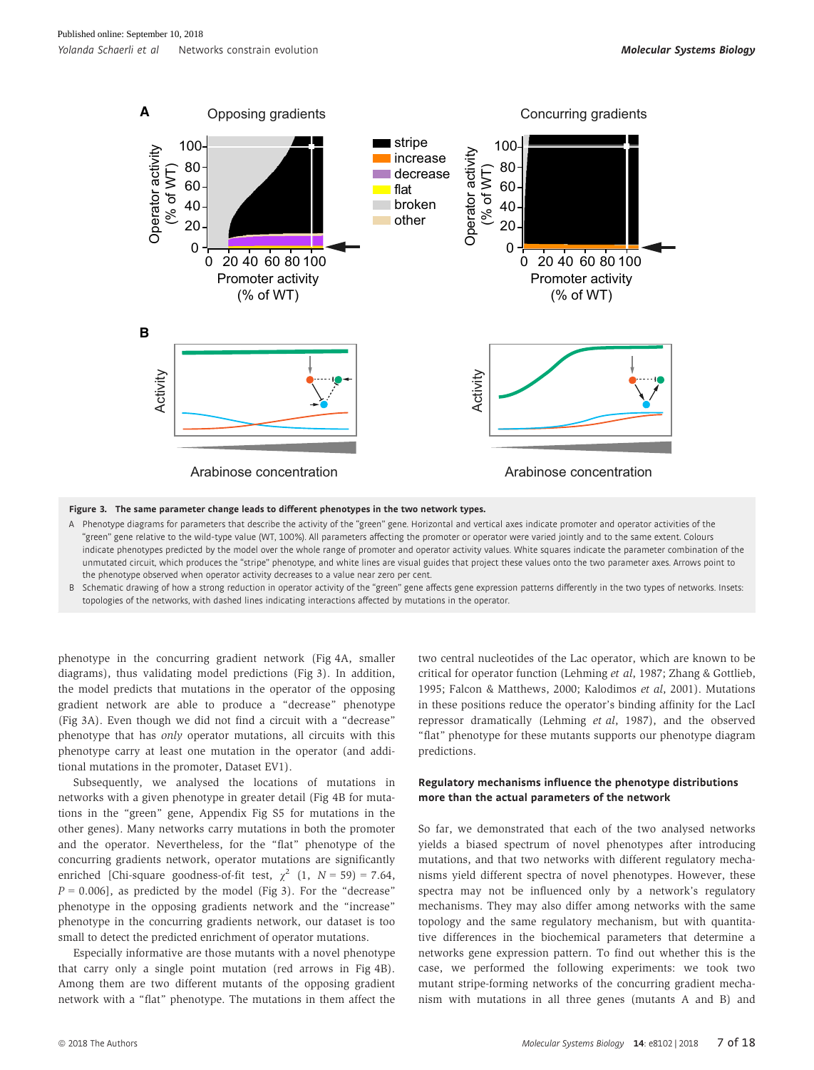**Figure 3. The same parameter change leads to different phenotypes in the two network types.**

A Phenotype diagrams for parameters that describe the activity of the "green" gene. Horizontal and vertical axes indicate promoter and operator activities of the "green" gene relative to the wild-type value (WT, 100%). All parameters affecting the promoter or operator were varied jointly and to the same extent. Colours indicate phenotypes predicted by the model over the whole range of promoter and operator activity values. White squares indicate the parameter combination of the unmutated circuit, which produces the "stripe" phenotype, and white lines are visual guides that project these values onto the two parameter axes. Arrows point to the phenotype observed when operator activity decreases to a value near zero per cent.

B Schematic drawing of how a strong reduction in operator activity of the "green" gene affects gene expression patterns differently in the two types of networks. Insets: topologies of the networks, with dashed lines indicating interactions affected by mutations in the operator.

phenotype in the concurring gradient network (Fig 4A, smaller diagrams), thus validating model predictions (Fig 3). In addition, the model predicts that mutations in the operator of the opposing gradient network are able to produce a "decrease" phenotype (Fig 3A). Even though we did not find a circuit with a "decrease" phenotype that has *only* operator mutations, all circuits with this phenotype carry at least one mutation in the operator (and additional mutations in the promoter, Dataset EV1).

Subsequently, we analysed the locations of mutations in networks with a given phenotype in greater detail (Fig 4B for mutations in the "green" gene, Appendix Fig S5 for mutations in the other genes). Many networks carry mutations in both the promoter and the operator. Nevertheless, for the "flat" phenotype of the concurring gradients network, operator mutations are significantly enriched [Chi-square goodness-of-fit test, $\chi^2$ (1, $N = 59$) = 7.64, $P = 0.006$], as predicted by the model (Fig 3). For the "decrease" phenotype in the opposing gradients network and the "increase" phenotype in the concurring gradients network, our dataset is too small to detect the predicted enrichment of operator mutations.

Especially informative are those mutants with a novel phenotype that carry only a single point mutation (red arrows in Fig 4B). Among them are two different mutants of the opposing gradient network with a "flat" phenotype. The mutations in them affect the two central nucleotides of the Lac operator, which are known to be critical for operator function (Lehming *et al*, 1987; Zhang & Gottlieb, 1995; Falcon & Matthews, 2000; Kalodimos *et al*, 2001). Mutations in these positions reduce the operator's binding affinity for the LacI repressor dramatically (Lehming *et al*, 1987), and the observed "flat" phenotype for these mutants supports our phenotype diagram predictions.

### Regulatory mechanisms influence the phenotype distributions more than the actual parameters of the network

So far, we demonstrated that each of the two analysed networks yields a biased spectrum of novel phenotypes after introducing mutations, and that two networks with different regulatory mechanisms yield different spectra of novel phenotypes. However, these spectra may not be influenced only by a network's regulatory mechanisms. They may also differ among networks with the same topology and the same regulatory mechanism, but with quantitative differences in the biochemical parameters that determine a networks gene expression pattern. To find out whether this is the case, we performed the following experiments: we took two mutant stripe-forming networks of the concurring gradient mechanism with mutations in all three genes (mutants A and B) and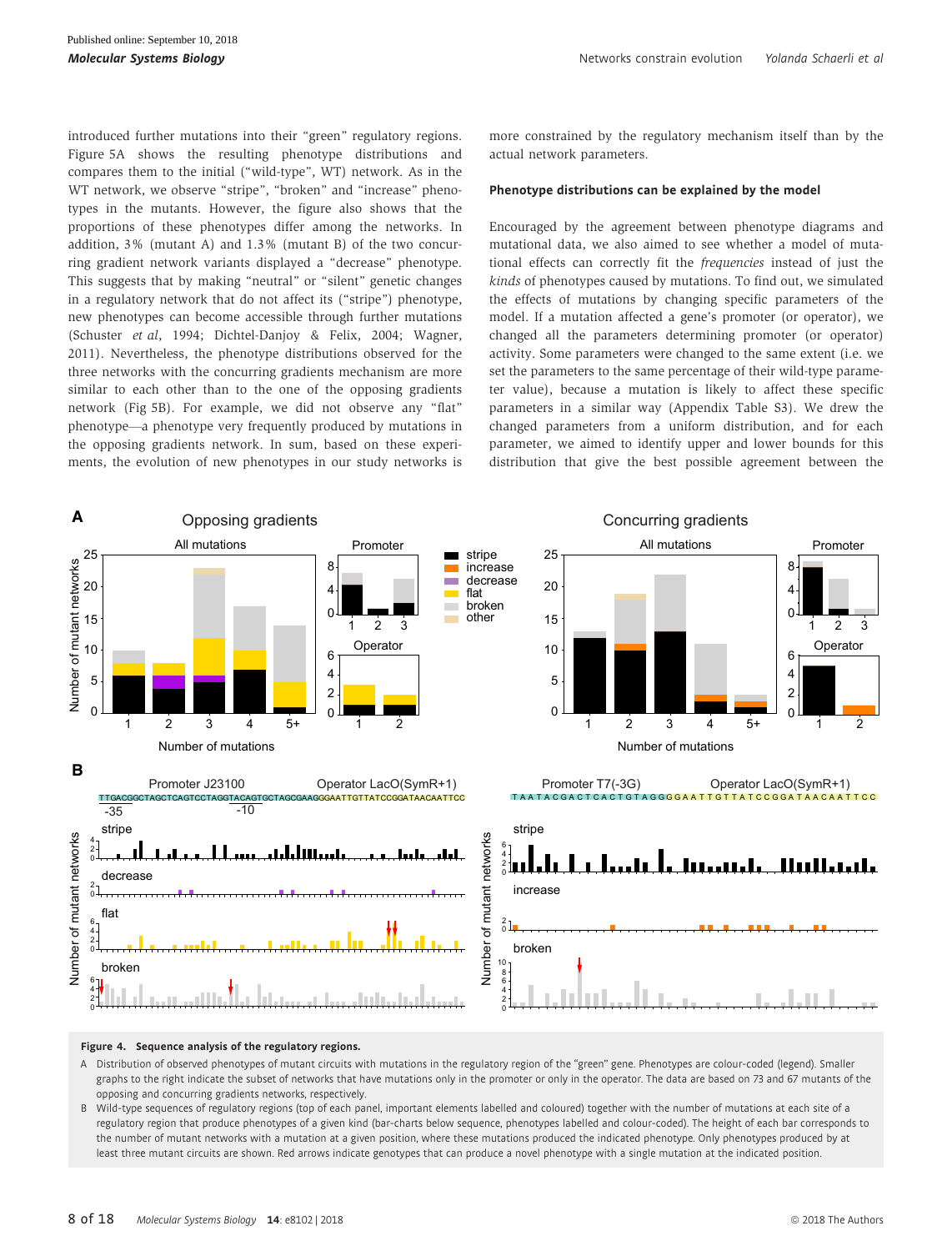introduced further mutations into their "green" regulatory regions. Figure 5A shows the resulting phenotype distributions and compares them to the initial ("wild-type", WT) network. As in the WT network, we observe "stripe", "broken" and "increase" phenotypes in the mutants. However, the figure also shows that the proportions of these phenotypes differ among the networks. In addition, 3% (mutant A) and 1.3% (mutant B) of the two concurring gradient network variants displayed a "decrease" phenotype. This suggests that by making "neutral" or "silent" genetic changes in a regulatory network that do not affect its ("stripe") phenotype, new phenotypes can become accessible through further mutations (Schuster *et al*, 1994; Dichtel-Danjoy & Felix, 2004; Wagner, 2011). Nevertheless, the phenotype distributions observed for the three networks with the concurring gradients mechanism are more similar to each other than to the one of the opposing gradients network (Fig 5B). For example, we did not observe any "flat" phenotype—a phenotype very frequently produced by mutations in the opposing gradients network. In sum, based on these experiments, the evolution of new phenotypes in our study networks is more constrained by the regulatory mechanism itself than by the actual network parameters.

### Phenotype distributions can be explained by the model

Encouraged by the agreement between phenotype diagrams and mutational data, we also aimed to see whether a model of mutational effects can correctly fit the *frequencies* instead of just the *kinds* of phenotypes caused by mutations. To find out, we simulated the effects of mutations by changing specific parameters of the model. If a mutation affected a gene's promoter (or operator), we changed all the parameters determining promoter (or operator) activity. Some parameters were changed to the same extent (i.e. we set the parameters to the same percentage of their wild-type parameter value), because a mutation is likely to affect these specific parameters in a similar way (Appendix Table S3). We drew the changed parameters from a uniform distribution, and for each parameter, we aimed to identify upper and lower bounds for this distribution that give the best possible agreement between the

**Figure 4. Sequence analysis of the regulatory regions.**

A Distribution of observed phenotypes of mutant circuits with mutations in the regulatory region of the "green" gene. Phenotypes are colour-coded (legend). Smaller graphs to the right indicate the subset of networks that have mutations only in the promoter or only in the operator. The data are based on 73 and 67 mutants of the opposing and concurring gradients networks, respectively.

B Wild-type sequences of regulatory regions (top of each panel, important elements labelled and coloured) together with the number of mutations at each site of a regulatory region that produce phenotypes of a given kind (bar-charts below sequence, phenotypes labelled and colour-coded). The height of each bar corresponds to the number of mutant networks with a mutation at a given position, where these mutations produced the indicated phenotype. Only phenotypes produced by at least three mutant circuits are shown. Red arrows indicate genotypes that can produce a novel phenotype with a single mutation at the indicated position.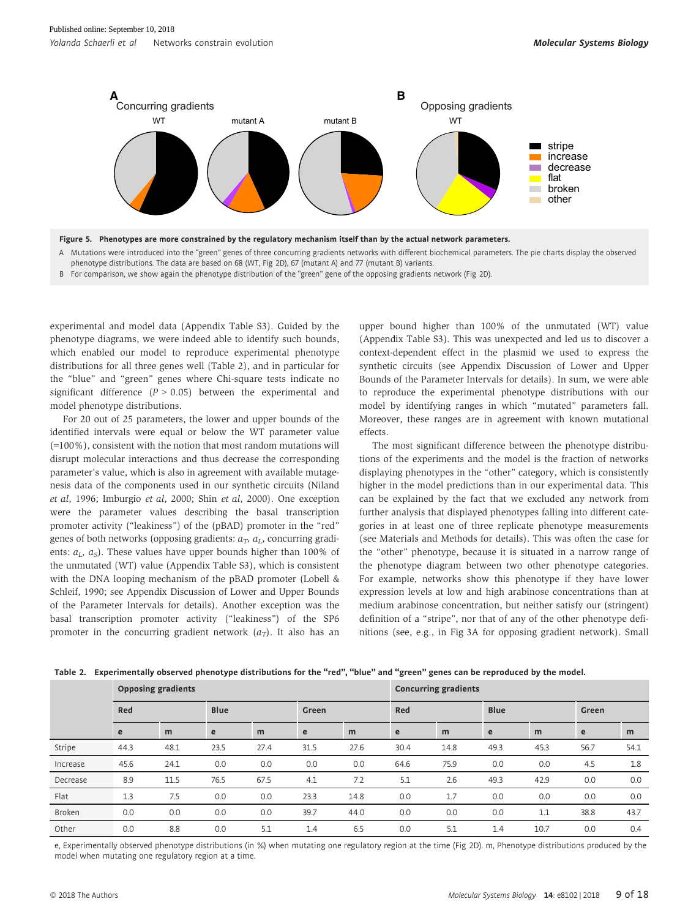**Figure 5. Phenotypes are more constrained by the regulatory mechanism itself than by the actual network parameters.**

A Mutations were introduced into the "green" genes of three concurring gradients networks with different biochemical parameters. The pie charts display the observed phenotype distributions. The data are based on 68 (WT, Fig 2D), 67 (mutant A) and 77 (mutant B) variants.

B For comparison, we show again the phenotype distribution of the "green" gene of the opposing gradients network (Fig 2D).

experimental and model data (Appendix Table S3). Guided by the phenotype diagrams, we were indeed able to identify such bounds, which enabled our model to reproduce experimental phenotype distributions for all three genes well (Table 2), and in particular for the "blue" and "green" genes where Chi-square tests indicate no significant difference ($P > 0.05$) between the experimental and model phenotype distributions.

For 20 out of 25 parameters, the lower and upper bounds of the identified intervals were equal or below the WT parameter value (=100%), consistent with the notion that most random mutations will disrupt molecular interactions and thus decrease the corresponding parameter's value, which is also in agreement with available mutagenesis data of the components used in our synthetic circuits (Niland *et al*, 1996; Imburgio *et al*, 2000; Shin *et al*, 2000). One exception were the parameter values describing the basal transcription promoter activity ("leakiness") of the (pBAD) promoter in the "red" genes of both networks (opposing gradients: $a_T$, $a_L$, concurring gradients: $a_L$, $a_S$). These values have upper bounds higher than 100% of the unmutated (WT) value (Appendix Table S3), which is consistent with the DNA looping mechanism of the pBAD promoter (Lobell & Schleif, 1990; see Appendix Discussion of Lower and Upper Bounds of the Parameter Intervals for details). Another exception was the basal transcription promoter activity ("leakiness") of the SP6 promoter in the concurring gradient network ($a_T$). It also has an upper bound higher than 100% of the unmutated (WT) value (Appendix Table S3). This was unexpected and led us to discover a context-dependent effect in the plasmid we used to express the synthetic circuits (see Appendix Discussion of Lower and Upper Bounds of the Parameter Intervals for details). In sum, we were able to reproduce the experimental phenotype distributions with our model by identifying ranges in which "mutated" parameters fall. Moreover, these ranges are in agreement with known mutational effects.

The most significant difference between the phenotype distributions of the experiments and the model is the fraction of networks displaying phenotypes in the "other" category, which is consistently higher in the model predictions than in our experimental data. This can be explained by the fact that we excluded any network from further analysis that displayed phenotypes falling into different categories in at least one of three replicate phenotype measurements (see Materials and Methods for details). This was often the case for the "other" phenotype, because it is situated in a narrow range of the phenotype diagram between two other phenotype categories. For example, networks show this phenotype if they have lower expression levels at low and high arabinose concentrations than at medium arabinose concentration, but neither satisfy our (stringent) definition of a "stripe", nor that of any of the other phenotype definitions (see, e.g., in Fig 3A for opposing gradient network). Small

**Table 2. Experimentally observed phenotype distributions for the "red", "blue" and "green" genes can be reproduced by the model.**

| | Opposing gradients | | | | | | Concurring gradients | | | | | |
|---|---|---|---|---|---|---|---|---|---|---|---|---|
| | Red | | Blue | | Green | | Red | | Blue | | Green | |
| | e | m | e | m | e | m | e | m | e | m | e | m |
| Stripe | 44.3 | 48.1 | 23.5 | 27.4 | 31.5 | 27.6 | 30.4 | 14.8 | 49.3 | 45.3 | 56.7 | 54.1 |
| Increase | 45.6 | 24.1 | 0.0 | 0.0 | 0.0 | 0.0 | 64.6 | 75.9 | 0.0 | 0.0 | 4.5 | 1.8 |
| Decrease | 8.9 | 11.5 | 76.5 | 67.5 | 4.1 | 7.2 | 5.1 | 2.6 | 49.3 | 42.9 | 0.0 | 0.0 |
| Flat | 1.3 | 7.5 | 0.0 | 0.0 | 23.3 | 14.8 | 0.0 | 1.7 | 0.0 | 0.0 | 0.0 | 0.0 |
| Broken | 0.0 | 0.0 | 0.0 | 0.0 | 39.7 | 44.0 | 0.0 | 0.0 | 0.0 | 1.1 | 38.8 | 43.7 |
| Other | 0.0 | 8.8 | 0.0 | 5.1 | 1.4 | 6.5 | 0.0 | 5.1 | 1.4 | 10.7 | 0.0 | 0.4 |

e, Experimentally observed phenotype distributions (in %) when mutating one regulatory region at the time (Fig 2D). m, Phenotype distributions produced by the model when mutating one regulatory region at a time.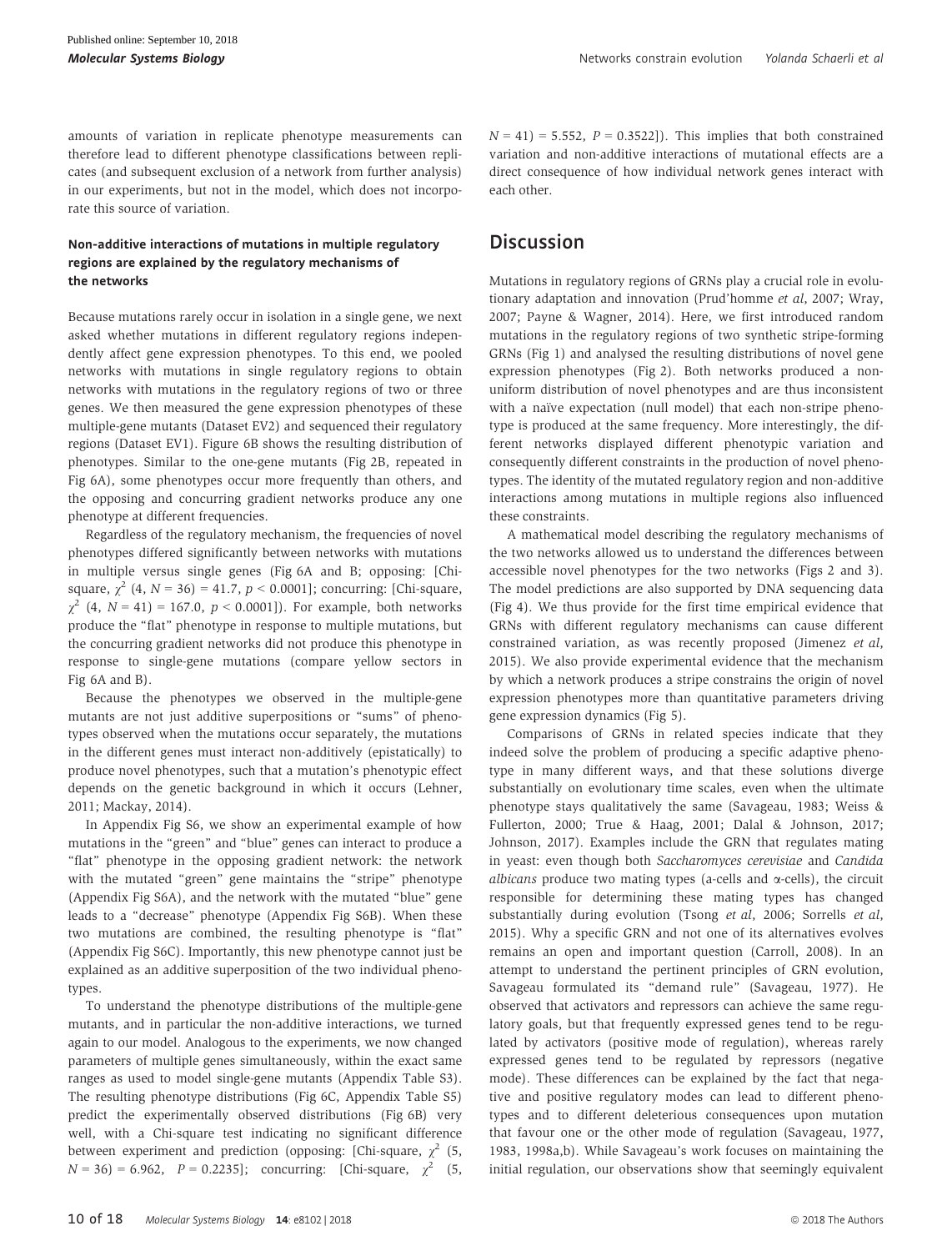amounts of variation in replicate phenotype measurements can therefore lead to different phenotype classifications between replicates (and subsequent exclusion of a network from further analysis) in our experiments, but not in the model, which does not incorporate this source of variation.

### Non-additive interactions of mutations in multiple regulatory regions are explained by the regulatory mechanisms of the networks

Because mutations rarely occur in isolation in a single gene, we next asked whether mutations in different regulatory regions independently affect gene expression phenotypes. To this end, we pooled networks with mutations in single regulatory regions to obtain networks with mutations in the regulatory regions of two or three genes. We then measured the gene expression phenotypes of these multiple-gene mutants (Dataset EV2) and sequenced their regulatory regions (Dataset EV1). Figure 6B shows the resulting distribution of phenotypes. Similar to the one-gene mutants (Fig 2B, repeated in Fig 6A), some phenotypes occur more frequently than others, and the opposing and concurring gradient networks produce any one phenotype at different frequencies.

Regardless of the regulatory mechanism, the frequencies of novel phenotypes differed significantly between networks with mutations in multiple versus single genes (Fig 6A and B; opposing: [Chi-square, $\chi^2$ (4, $N = 36$) = 41.7, $p < 0.0001$]; concurring: [Chi-square, $\chi^2$ (4, $N = 41$) = 167.0, $p < 0.0001$]). For example, both networks produce the "flat" phenotype in response to multiple mutations, but the concurring gradient networks did not produce this phenotype in response to single-gene mutations (compare yellow sectors in Fig 6A and B).

Because the phenotypes we observed in the multiple-gene mutants are not just additive superpositions or "sums" of phenotypes observed when the mutations occur separately, the mutations in the different genes must interact non-additively (epistatically) to produce novel phenotypes, such that a mutation's phenotypic effect depends on the genetic background in which it occurs (Lehner, 2011; Mackay, 2014).

In Appendix Fig S6, we show an experimental example of how mutations in the "green" and "blue" genes can interact to produce a "flat" phenotype in the opposing gradient network: the network with the mutated "green" gene maintains the "stripe" phenotype (Appendix Fig S6A), and the network with the mutated "blue" gene leads to a "decrease" phenotype (Appendix Fig S6B). When these two mutations are combined, the resulting phenotype is "flat" (Appendix Fig S6C). Importantly, this new phenotype cannot just be explained as an additive superposition of the two individual phenotypes.

To understand the phenotype distributions of the multiple-gene mutants, and in particular the non-additive interactions, we turned again to our model. Analogous to the experiments, we now changed parameters of multiple genes simultaneously, within the exact same ranges as used to model single-gene mutants (Appendix Table S3). The resulting phenotype distributions (Fig 6C, Appendix Table S5) predict the experimentally observed distributions (Fig 6B) very well, with a Chi-square test indicating no significant difference between experiment and prediction (opposing: [Chi-square, $\chi^2$ (5, $N = 36$) = 6.962, $P = 0.2235$]; concurring: [Chi-square, $\chi^2$ (5, $N = 41$) = 5.552, $P = 0.3522$]). This implies that both constrained variation and non-additive interactions of mutational effects are a direct consequence of how individual network genes interact with each other.

## Discussion

Mutations in regulatory regions of GRNs play a crucial role in evolutionary adaptation and innovation (Prud'homme *et al*, 2007; Wray, 2007; Payne & Wagner, 2014). Here, we first introduced random mutations in the regulatory regions of two synthetic stripe-forming GRNs (Fig 1) and analysed the resulting distributions of novel gene expression phenotypes (Fig 2). Both networks produced a non-uniform distribution of novel phenotypes and are thus inconsistent with a naïve expectation (null model) that each non-stripe phenotype is produced at the same frequency. More interestingly, the different networks displayed different phenotypic variation and consequently different constraints in the production of novel phenotypes. The identity of the mutated regulatory region and non-additive interactions among mutations in multiple regions also influenced these constraints.

A mathematical model describing the regulatory mechanisms of the two networks allowed us to understand the differences between accessible novel phenotypes for the two networks (Figs 2 and 3). The model predictions are also supported by DNA sequencing data (Fig 4). We thus provide for the first time empirical evidence that GRNs with different regulatory mechanisms can cause different constrained variation, as was recently proposed (Jimenez *et al*, 2015). We also provide experimental evidence that the mechanism by which a network produces a stripe constrains the origin of novel expression phenotypes more than quantitative parameters driving gene expression dynamics (Fig 5).

Comparisons of GRNs in related species indicate that they indeed solve the problem of producing a specific adaptive phenotype in many different ways, and that these solutions diverge substantially on evolutionary time scales, even when the ultimate phenotype stays qualitatively the same (Savageau, 1983; Weiss & Fullerton, 2000; True & Haag, 2001; Dalal & Johnson, 2017; Johnson, 2017). Examples include the GRN that regulates mating in yeast: even though both *Saccharomyces cerevisiae* and *Candida albicans* produce two mating types (a-cells and α-cells), the circuit responsible for determining these mating types has changed substantially during evolution (Tsong *et al*, 2006; Sorrells *et al*, 2015). Why a specific GRN and not one of its alternatives evolves remains an open and important question (Carroll, 2008). In an attempt to understand the pertinent principles of GRN evolution, Savageau formulated its "demand rule" (Savageau, 1977). He observed that activators and repressors can achieve the same regulatory goals, but that frequently expressed genes tend to be regulated by activators (positive mode of regulation), whereas rarely expressed genes tend to be regulated by repressors (negative mode). These differences can be explained by the fact that negative and positive regulatory modes can lead to different phenotypes and to different deleterious consequences upon mutation that favour one or the other mode of regulation (Savageau, 1977, 1983, 1998a,b). While Savageau's work focuses on maintaining the initial regulation, our observations show that seemingly equivalent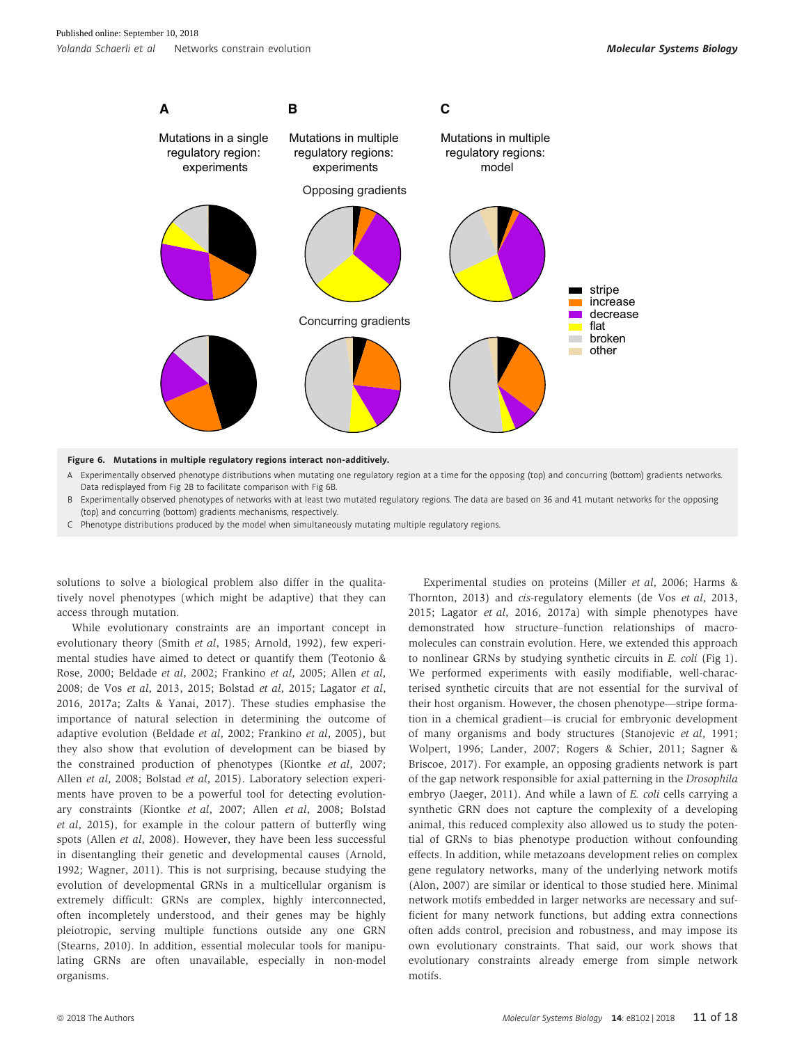**Figure 6. Mutations in multiple regulatory regions interact non-additively.**

A Experimentally observed phenotype distributions when mutating one regulatory region at a time for the opposing (top) and concurring (bottom) gradients networks. Data redisplayed from Fig 2B to facilitate comparison with Fig 6B.

B Experimentally observed phenotypes of networks with at least two mutated regulatory regions. The data are based on 36 and 41 mutant networks for the opposing (top) and concurring (bottom) gradients mechanisms, respectively.

C Phenotype distributions produced by the model when simultaneously mutating multiple regulatory regions.

solutions to solve a biological problem also differ in the qualitatively novel phenotypes (which might be adaptive) that they can access through mutation.

While evolutionary constraints are an important concept in evolutionary theory (Smith *et al*, 1985; Arnold, 1992), few experimental studies have aimed to detect or quantify them (Teotonio & Rose, 2000; Beldade *et al*, 2002; Frankino *et al*, 2005; Allen *et al*, 2008; de Vos *et al*, 2013, 2015; Bolstad *et al*, 2015; Lagator *et al*, 2016, 2017a; Zalts & Yanai, 2017). These studies emphasise the importance of natural selection in determining the outcome of adaptive evolution (Beldade *et al*, 2002; Frankino *et al*, 2005), but they also show that evolution of development can be biased by the constrained production of phenotypes (Kiontke *et al*, 2007; Allen *et al*, 2008; Bolstad *et al*, 2015). Laboratory selection experiments have proven to be a powerful tool for detecting evolutionary constraints (Kiontke *et al*, 2007; Allen *et al*, 2008; Bolstad *et al*, 2015), for example in the colour pattern of butterfly wing spots (Allen *et al*, 2008). However, they have been less successful in disentangling their genetic and developmental causes (Arnold, 1992; Wagner, 2011). This is not surprising, because studying the evolution of developmental GRNs in a multicellular organism is extremely difficult: GRNs are complex, highly interconnected, often incompletely understood, and their genes may be highly pleiotropic, serving multiple functions outside any one GRN (Stearns, 2010). In addition, essential molecular tools for manipulating GRNs are often unavailable, especially in non-model organisms.

Experimental studies on proteins (Miller *et al*, 2006; Harms & Thornton, 2013) and *cis*-regulatory elements (de Vos *et al*, 2013, 2015; Lagator *et al*, 2016, 2017a) with simple phenotypes have demonstrated how structure–function relationships of macromolecules can constrain evolution. Here, we extended this approach to nonlinear GRNs by studying synthetic circuits in *E. coli* (Fig 1). We performed experiments with easily modifiable, well-characterised synthetic circuits that are not essential for the survival of their host organism. However, the chosen phenotype—stripe formation in a chemical gradient—is crucial for embryonic development of many organisms and body structures (Stanojevic *et al*, 1991; Wolpert, 1996; Lander, 2007; Rogers & Schier, 2011; Sagner & Briscoe, 2017). For example, an opposing gradients network is part of the gap network responsible for axial patterning in the *Drosophila* embryo (Jaeger, 2011). And while a lawn of *E. coli* cells carrying a synthetic GRN does not capture the complexity of a developing animal, this reduced complexity also allowed us to study the potential of GRNs to bias phenotype production without confounding effects. In addition, while metazoans development relies on complex gene regulatory networks, many of the underlying network motifs (Alon, 2007) are similar or identical to those studied here. Minimal network motifs embedded in larger networks are necessary and sufficient for many network functions, but adding extra connections often adds control, precision and robustness, and may impose its own evolutionary constraints. That said, our work shows that evolutionary constraints already emerge from simple network motifs.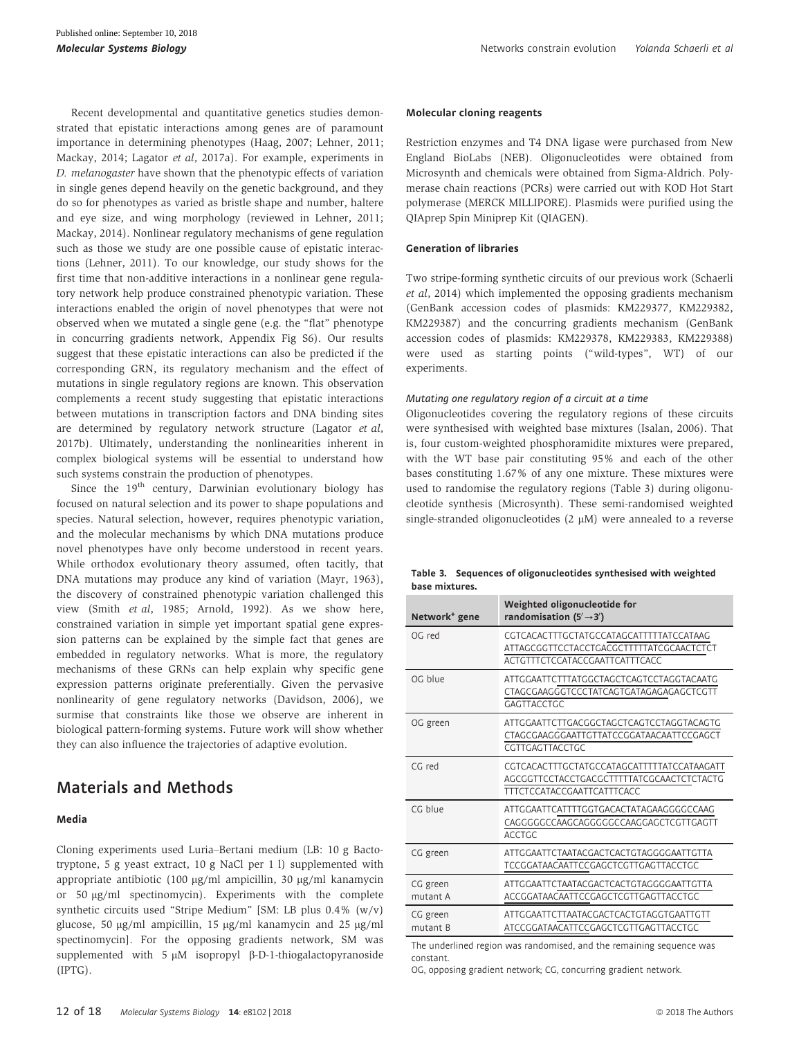Recent developmental and quantitative genetics studies demonstrated that epistatic interactions among genes are of paramount importance in determining phenotypes (Haag, 2007; Lehner, 2011; Mackay, 2014; Lagator *et al*, 2017a). For example, experiments in *D. melanogaster* have shown that the phenotypic effects of variation in single genes depend heavily on the genetic background, and they do so for phenotypes as varied as bristle shape and number, haltere and eye size, and wing morphology (reviewed in Lehner, 2011; Mackay, 2014). Nonlinear regulatory mechanisms of gene regulation such as those we study are one possible cause of epistatic interactions (Lehner, 2011). To our knowledge, our study shows for the first time that non-additive interactions in a nonlinear gene regulatory network help produce constrained phenotypic variation. These interactions enabled the origin of novel phenotypes that were not observed when we mutated a single gene (e.g. the "flat" phenotype in concurring gradients network, Appendix Fig S6). Our results suggest that these epistatic interactions can also be predicted if the corresponding GRN, its regulatory mechanism and the effect of mutations in single regulatory regions are known. This observation complements a recent study suggesting that epistatic interactions between mutations in transcription factors and DNA binding sites are determined by regulatory network structure (Lagator *et al*, 2017b). Ultimately, understanding the nonlinearities inherent in complex biological systems will be essential to understand how such systems constrain the production of phenotypes.

Since the 19th century, Darwinian evolutionary biology has focused on natural selection and its power to shape populations and species. Natural selection, however, requires phenotypic variation, and the molecular mechanisms by which DNA mutations produce novel phenotypes have only become understood in recent years. While orthodox evolutionary theory assumed, often tacitly, that DNA mutations may produce any kind of variation (Mayr, 1963), the discovery of constrained phenotypic variation challenged this view (Smith *et al*, 1985; Arnold, 1992). As we show here, constrained variation in simple yet important spatial gene expression patterns can be explained by the simple fact that genes are embedded in regulatory networks. What is more, the regulatory mechanisms of these GRNs can help explain why specific gene expression patterns originate preferentially. Given the pervasive nonlinearity of gene regulatory networks (Davidson, 2006), we surmise that constraints like those we observe are inherent in biological pattern-forming systems. Future work will show whether they can also influence the trajectories of adaptive evolution.

## Materials and Methods

### Media

Cloning experiments used Luria–Bertani medium (LB: 10 g Bactotryptone, 5 g yeast extract, 10 g NaCl per 1 l) supplemented with appropriate antibiotic (100 μg/ml ampicillin, 30 μg/ml kanamycin or 50 μg/ml spectinomycin). Experiments with the complete synthetic circuits used "Stripe Medium" [SM: LB plus 0.4% (w/v) glucose, 50 μg/ml ampicillin, 15 μg/ml kanamycin and 25 μg/ml spectinomycin]. For the opposing gradients network, SM was supplemented with 5 μM isopropyl β-D-1-thiogalactopyranoside (IPTG).

### Molecular cloning reagents

Restriction enzymes and T4 DNA ligase were purchased from New England BioLabs (NEB). Oligonucleotides were obtained from Microsynth and chemicals were obtained from Sigma-Aldrich. Polymerase chain reactions (PCRs) were carried out with KOD Hot Start polymerase (MERCK MILLIPORE). Plasmids were purified using the QIAprep Spin Miniprep Kit (QIAGEN).

### Generation of libraries

Two stripe-forming synthetic circuits of our previous work (Schaerli *et al*, 2014) which implemented the opposing gradients mechanism (GenBank accession codes of plasmids: KM229377, KM229382, KM229387) and the concurring gradients mechanism (GenBank accession codes of plasmids: KM229378, KM229383, KM229388) were used as starting points ("wild-types", WT) of our experiments.

#### *Mutating one regulatory region of a circuit at a time*

Oligonucleotides covering the regulatory regions of these circuits were synthesised with weighted base mixtures (Isalan, 2006). That is, four custom-weighted phosphoramidite mixtures were prepared, with the WT base pair constituting 95% and each of the other bases constituting 1.67% of any one mixture. These mixtures were used to randomise the regulatory regions (Table 3) during oligonucleotide synthesis (Microsynth). These semi-randomised weighted single-stranded oligonucleotides (2 μM) were annealed to a reverse

**Table 3. Sequences of oligonucleotides synthesised with weighted base mixtures.**

| Network+ gene | Weighted oligonucleotide for randomisation (5′→3′) |
|---|---|
| OG red | CGTCACACTTTGCTATGCCATAGCATTTTTATCCATAAGATTAGCGGTTCCTACCTGACGCTTTTTATCGCAACTCTCTACTGTTTCTCCATACCGAATTCATTTCACC |
| OG blue | ATTGGAATTCTTTATGGCTAGCTCAGTCCTAGGTACAATGCTAGCGAAGGGTCCCTATCAGTGATAGAGAGCTCGTTGAGTTACCTGC |
| OG green | ATTGGAATTCTTGACGGCTAGCTCAGTCCTAGGTACAGTGCTAGCGAAGGGAATTGTTATCCGGATAACAATTCCGAGCTCGTTGAGTTACCTGC |
| CG red | CGTCACACTTTGCTATGCCATAGCATTTTTATCCATAAGATTAGCGGTTCCTACCTGACGCTTTTTATCGCAACTCTCTACTGTTTCTCCATACCGAATTCATTTCACC |
| CG blue | ATTGGAATTCATTTTGGTGACACTATAGAAGGGGCCAAGCAGGGGGCCAAGCAGGGGGCCAAGGAGCTCGTTGAGTTACCTGC |
| CG green | ATTGGAATTCTAATACGACTCACTGTAGGGGAATTGTTATCCGGATAACAATTCCGAGCTCGTTGAGTTACCTGC |
| CG green mutant A | ATTGGAATTCTAATACGACTCACTGTAGGGGAATTGTTAACCGGATAACAATTCCGAGCTCGTTGAGTTACCTGC |
| CG green mutant B | ATTGGAATTCTTAATACGACTCACTGTAGGTGAATTGTTATCCGGATAACATTCCGAGCTCGTTGAGTTACCTGC |

The underlined region was randomised, and the remaining sequence was constant.

OG, opposing gradient network; CG, concurring gradient network.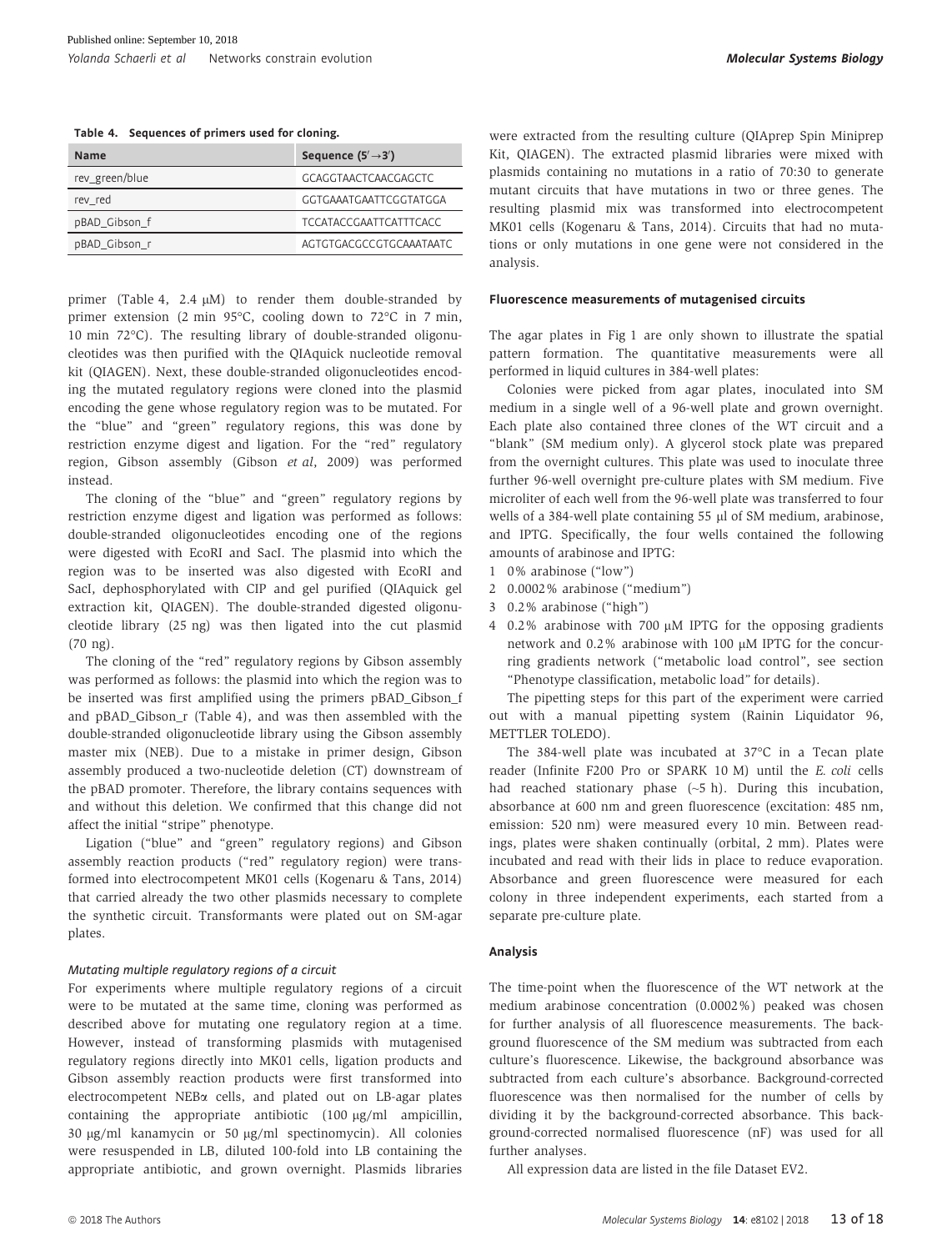**Table 4. Sequences of primers used for cloning.**

| Name | Sequence (5′→3′) |
| --- | --- |
| rev_green/blue | GCAGGTAACTCAACGAGCTC |
| rev_red | GGTGAAATGAATTCGGTATGGA |
| pBAD_Gibson_f | TCCATACCGAATTCATTTCACC |
| pBAD_Gibson_r | AGTGTGACGCCGTGCAAATAATC |

primer (Table 4, 2.4 μM) to render them double-stranded by primer extension (2 min 95°C, cooling down to 72°C in 7 min, 10 min 72°C). The resulting library of double-stranded oligonucleotides was then purified with the QIAquick nucleotide removal kit (QIAGEN). Next, these double-stranded oligonucleotides encoding the mutated regulatory regions were cloned into the plasmid encoding the gene whose regulatory region was to be mutated. For the "blue" and "green" regulatory regions, this was done by restriction enzyme digest and ligation. For the "red" regulatory region, Gibson assembly (Gibson *et al*, 2009) was performed instead.

The cloning of the "blue" and "green" regulatory regions by restriction enzyme digest and ligation was performed as follows: double-stranded oligonucleotides encoding one of the regions were digested with EcoRI and SacI. The plasmid into which the region was to be inserted was also digested with EcoRI and SacI, dephosphorylated with CIP and gel purified (QIAquick gel extraction kit, QIAGEN). The double-stranded digested oligonucleotide library (25 ng) was then ligated into the cut plasmid (70 ng).

The cloning of the "red" regulatory regions by Gibson assembly was performed as follows: the plasmid into which the region was to be inserted was first amplified using the primers pBAD_Gibson_f and pBAD_Gibson_r (Table 4), and was then assembled with the double-stranded oligonucleotide library using the Gibson assembly master mix (NEB). Due to a mistake in primer design, Gibson assembly produced a two-nucleotide deletion (CT) downstream of the pBAD promoter. Therefore, the library contains sequences with and without this deletion. We confirmed that this change did not affect the initial "stripe" phenotype.

Ligation ("blue" and "green" regulatory regions) and Gibson assembly reaction products ("red" regulatory region) were transformed into electrocompetent MK01 cells (Kogenaru & Tans, 2014) that carried already the two other plasmids necessary to complete the synthetic circuit. Transformants were plated out on SM-agar plates.

#### *Mutating multiple regulatory regions of a circuit*

For experiments where multiple regulatory regions of a circuit were to be mutated at the same time, cloning was performed as described above for mutating one regulatory region at a time. However, instead of transforming plasmids with mutagenised regulatory regions directly into MK01 cells, ligation products and Gibson assembly reaction products were first transformed into electrocompetent NEBα cells, and plated out on LB-agar plates containing the appropriate antibiotic (100 μg/ml ampicillin, 30 μg/ml kanamycin or 50 μg/ml spectinomycin). All colonies were resuspended in LB, diluted 100-fold into LB containing the appropriate antibiotic, and grown overnight. Plasmids libraries were extracted from the resulting culture (QIAprep Spin Miniprep Kit, QIAGEN). The extracted plasmid libraries were mixed with plasmids containing no mutations in a ratio of 70:30 to generate mutant circuits that have mutations in two or three genes. The resulting plasmid mix was transformed into electrocompetent MK01 cells (Kogenaru & Tans, 2014). Circuits that had no mutations or only mutations in one gene were not considered in the analysis.

### Fluorescence measurements of mutagenised circuits

The agar plates in Fig 1 are only shown to illustrate the spatial pattern formation. The quantitative measurements were all performed in liquid cultures in 384-well plates:

Colonies were picked from agar plates, inoculated into SM medium in a single well of a 96-well plate and grown overnight. Each plate also contained three clones of the WT circuit and a "blank" (SM medium only). A glycerol stock plate was prepared from the overnight cultures. This plate was used to inoculate three further 96-well overnight pre-culture plates with SM medium. Five microliter of each well from the 96-well plate was transferred to four wells of a 384-well plate containing 55 μl of SM medium, arabinose, and IPTG. Specifically, the four wells contained the following amounts of arabinose and IPTG:

1. 0% arabinose ("low")
2. 0.0002% arabinose ("medium")
3. 0.2% arabinose ("high")
4. 0.2% arabinose with 700 μM IPTG for the opposing gradients network and 0.2% arabinose with 100 μM IPTG for the concurring gradients network ("metabolic load control", see section "Phenotype classification, metabolic load" for details).

The pipetting steps for this part of the experiment were carried out with a manual pipetting system (Rainin Liquidator 96, METTLER TOLEDO).

The 384-well plate was incubated at 37°C in a Tecan plate reader (Infinite F200 Pro or SPARK 10 M) until the *E. coli* cells had reached stationary phase (~5 h). During this incubation, absorbance at 600 nm and green fluorescence (excitation: 485 nm, emission: 520 nm) were measured every 10 min. Between readings, plates were shaken continually (orbital, 2 mm). Plates were incubated and read with their lids in place to reduce evaporation. Absorbance and green fluorescence were measured for each colony in three independent experiments, each started from a separate pre-culture plate.

### Analysis

The time-point when the fluorescence of the WT network at the medium arabinose concentration (0.0002%) peaked was chosen for further analysis of all fluorescence measurements. The background fluorescence of the SM medium was subtracted from each culture's fluorescence. Likewise, the background absorbance was subtracted from each culture's absorbance. Background-corrected fluorescence was then normalised for the number of cells by dividing it by the background-corrected absorbance. This background-corrected normalised fluorescence (nF) was used for all further analyses.

All expression data are listed in the file Dataset EV2.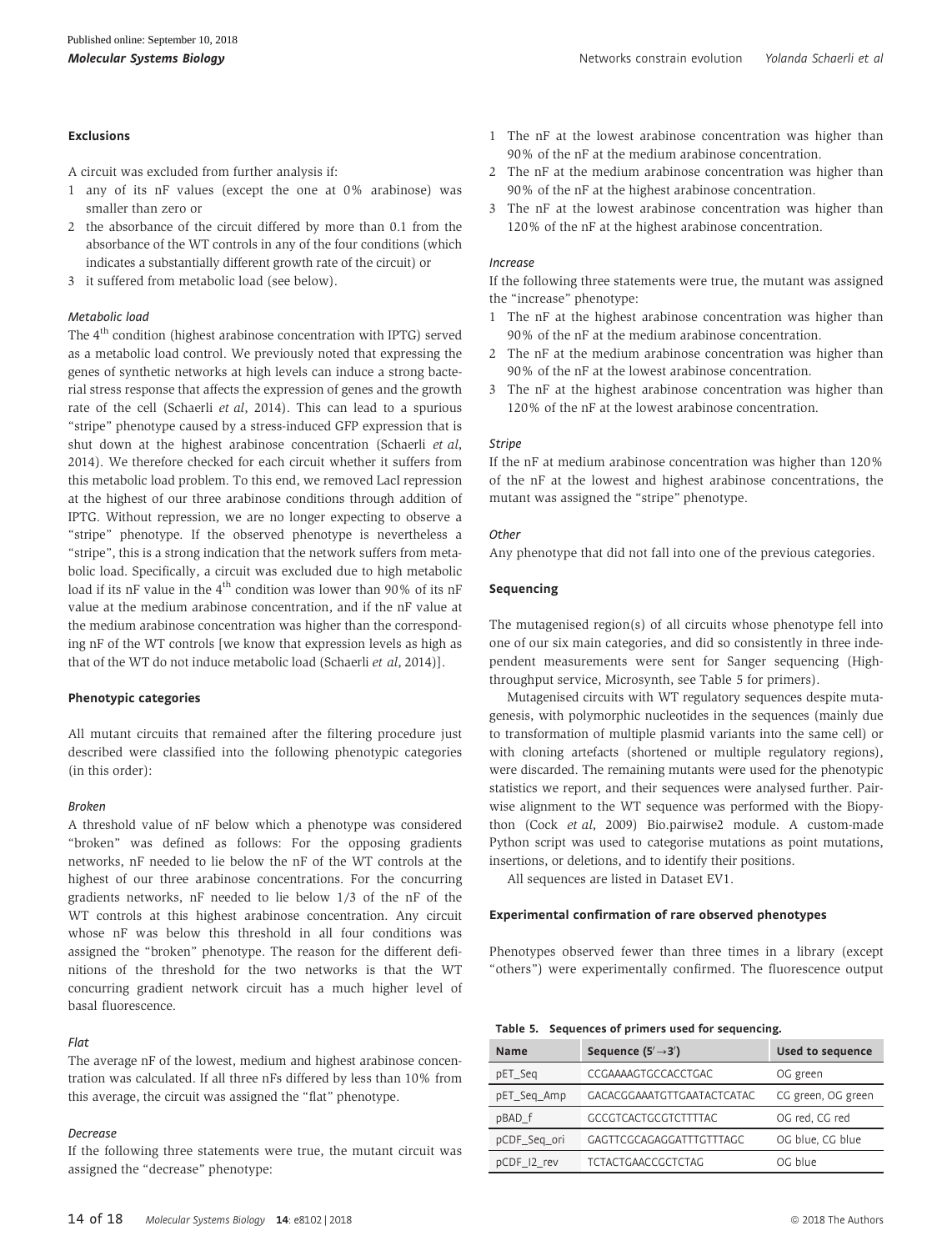#### Exclusions

A circuit was excluded from further analysis if:

1. any of its nF values (except the one at 0% arabinose) was smaller than zero or
2. the absorbance of the circuit differed by more than 0.1 from the absorbance of the WT controls in any of the four conditions (which indicates a substantially different growth rate of the circuit) or
3. it suffered from metabolic load (see below).

##### *Metabolic load*

The 4th condition (highest arabinose concentration with IPTG) served as a metabolic load control. We previously noted that expressing the genes of synthetic networks at high levels can induce a strong bacterial stress response that affects the expression of genes and the growth rate of the cell (Schaerli *et al*, 2014). This can lead to a spurious "stripe" phenotype caused by a stress-induced GFP expression that is shut down at the highest arabinose concentration (Schaerli *et al*, 2014). We therefore checked for each circuit whether it suffers from this metabolic load problem. To this end, we removed LacI repression at the highest of our three arabinose conditions through addition of IPTG. Without repression, we are no longer expecting to observe a "stripe" phenotype. If the observed phenotype is nevertheless a "stripe", this is a strong indication that the network suffers from metabolic load. Specifically, a circuit was excluded due to high metabolic load if its nF value in the 4th condition was lower than 90% of its nF value at the medium arabinose concentration, and if the nF value at the medium arabinose concentration was higher than the corresponding nF of the WT controls [we know that expression levels as high as that of the WT do not induce metabolic load (Schaerli *et al*, 2014)].

#### Phenotypic categories

All mutant circuits that remained after the filtering procedure just described were classified into the following phenotypic categories (in this order):

##### *Broken*

A threshold value of nF below which a phenotype was considered "broken" was defined as follows: For the opposing gradients networks, nF needed to lie below the nF of the WT controls at the highest of our three arabinose concentrations. For the concurring gradients networks, nF needed to lie below 1/3 of the nF of the WT controls at this highest arabinose concentration. Any circuit whose nF was below this threshold in all four conditions was assigned the "broken" phenotype. The reason for the different definitions of the threshold for the two networks is that the WT concurring gradient network circuit has a much higher level of basal fluorescence.

##### *Flat*

The average nF of the lowest, medium and highest arabinose concentration was calculated. If all three nFs differed by less than 10% from this average, the circuit was assigned the "flat" phenotype.

##### *Decrease*

If the following three statements were true, the mutant circuit was assigned the "decrease" phenotype:

1. The nF at the lowest arabinose concentration was higher than 90% of the nF at the medium arabinose concentration.
2. The nF at the medium arabinose concentration was higher than 90% of the nF at the highest arabinose concentration.
3. The nF at the lowest arabinose concentration was higher than 120% of the nF at the highest arabinose concentration.

##### *Increase*

If the following three statements were true, the mutant was assigned the "increase" phenotype:

1. The nF at the highest arabinose concentration was higher than 90% of the nF at the medium arabinose concentration.
2. The nF at the medium arabinose concentration was higher than 90% of the nF at the lowest arabinose concentration.
3. The nF at the highest arabinose concentration was higher than 120% of the nF at the lowest arabinose concentration.

##### *Stripe*

If the nF at medium arabinose concentration was higher than 120% of the nF at the lowest and highest arabinose concentrations, the mutant was assigned the "stripe" phenotype.

##### *Other*

Any phenotype that did not fall into one of the previous categories.

#### Sequencing

The mutagenised region(s) of all circuits whose phenotype fell into one of our six main categories, and did so consistently in three independent measurements were sent for Sanger sequencing (Highthroughput service, Microsynth, see Table 5 for primers).

Mutagenised circuits with WT regulatory sequences despite mutagenesis, with polymorphic nucleotides in the sequences (mainly due to transformation of multiple plasmid variants into the same cell) or with cloning artefacts (shortened or multiple regulatory regions), were discarded. The remaining mutants were used for the phenotypic statistics we report, and their sequences were analysed further. Pairwise alignment to the WT sequence was performed with the Biopython (Cock *et al*, 2009) Bio.pairwise2 module. A custom-made Python script was used to categorise mutations as point mutations, insertions, or deletions, and to identify their positions.

All sequences are listed in Dataset EV1.

#### Experimental confirmation of rare observed phenotypes

Phenotypes observed fewer than three times in a library (except "others") were experimentally confirmed. The fluorescence output

**Table 5. Sequences of primers used for sequencing.**

| Name | Sequence (5′→3′) | Used to sequence |
| --- | --- | --- |
| pET_Seq | CCGAAAAGTGCCACCTGAC | OG green |
| pET_Seq_Amp | GACACGGAAATGTTGAATACTCATAC | CG green, OG green |
| pBAD_f | GCCGTCACTGCGTCTTTTAC | OG red, CG red |
| pCDF_Seq_ori | GAGTTCGCAGAGGATTTGTTTAGC | OG blue, CG blue |
| pCDF_I2_rev | TCTACTGAACCGCTCTAG | OG blue |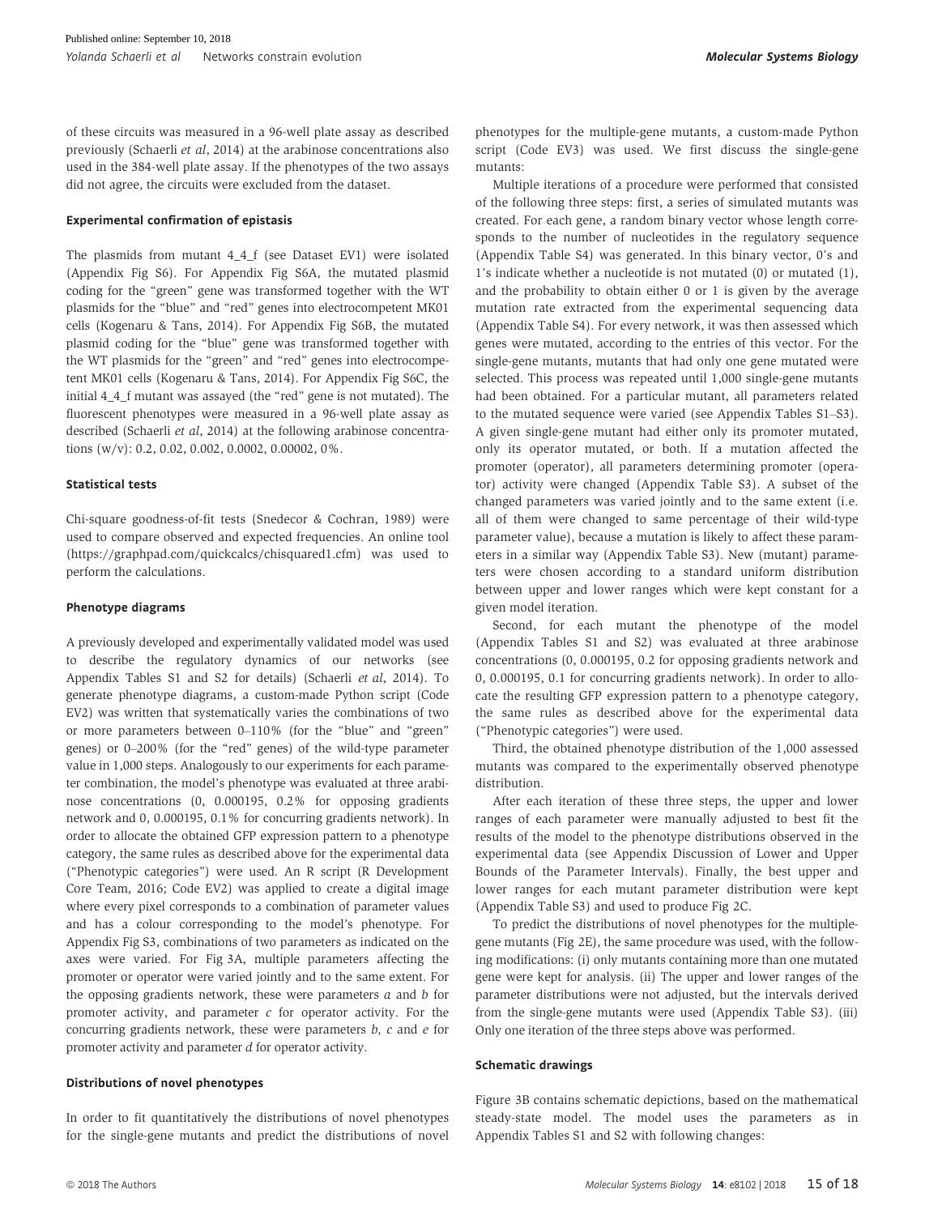of these circuits was measured in a 96-well plate assay as described previously (Schaerli *et al*, 2014) at the arabinose concentrations also used in the 384-well plate assay. If the phenotypes of the two assays did not agree, the circuits were excluded from the dataset.

#### Experimental confirmation of epistasis

The plasmids from mutant 4_4_f (see Dataset EV1) were isolated (Appendix Fig S6). For Appendix Fig S6A, the mutated plasmid coding for the "green" gene was transformed together with the WT plasmids for the "blue" and "red" genes into electrocompetent MK01 cells (Kogenaru & Tans, 2014). For Appendix Fig S6B, the mutated plasmid coding for the "blue" gene was transformed together with the WT plasmids for the "green" and "red" genes into electrocompetent MK01 cells (Kogenaru & Tans, 2014). For Appendix Fig S6C, the initial 4_4_f mutant was assayed (the "red" gene is not mutated). The fluorescent phenotypes were measured in a 96-well plate assay as described (Schaerli *et al*, 2014) at the following arabinose concentrations (w/v): 0.2, 0.02, 0.002, 0.0002, 0.00002, 0%.

#### Statistical tests

Chi-square goodness-of-fit tests (Snedecor & Cochran, 1989) were used to compare observed and expected frequencies. An online tool (https://graphpad.com/quickcalcs/chisquared1.cfm) was used to perform the calculations.

#### Phenotype diagrams

A previously developed and experimentally validated model was used to describe the regulatory dynamics of our networks (see Appendix Tables S1 and S2 for details) (Schaerli *et al*, 2014). To generate phenotype diagrams, a custom-made Python script (Code EV2) was written that systematically varies the combinations of two or more parameters between 0–110% (for the "blue" and "green" genes) or 0–200% (for the "red" genes) of the wild-type parameter value in 1,000 steps. Analogously to our experiments for each parameter combination, the model's phenotype was evaluated at three arabinose concentrations (0, 0.000195, 0.2% for opposing gradients network and 0, 0.000195, 0.1% for concurring gradients network). In order to allocate the obtained GFP expression pattern to a phenotype category, the same rules as described above for the experimental data ("Phenotypic categories") were used. An R script (R Development Core Team, 2016; Code EV2) was applied to create a digital image where every pixel corresponds to a combination of parameter values and has a colour corresponding to the model's phenotype. For Appendix Fig S3, combinations of two parameters as indicated on the axes were varied. For Fig 3A, multiple parameters affecting the promoter or operator were varied jointly and to the same extent. For the opposing gradients network, these were parameters $a$ and $b$ for promoter activity, and parameter $c$ for operator activity. For the concurring gradients network, these were parameters $b$, $c$ and $e$ for promoter activity and parameter $d$ for operator activity.

#### Distributions of novel phenotypes

In order to fit quantitatively the distributions of novel phenotypes for the single-gene mutants and predict the distributions of novel phenotypes for the multiple-gene mutants, a custom-made Python script (Code EV3) was used. We first discuss the single-gene mutants:

Multiple iterations of a procedure were performed that consisted of the following three steps: first, a series of simulated mutants was created. For each gene, a random binary vector whose length corresponds to the number of nucleotides in the regulatory sequence (Appendix Table S4) was generated. In this binary vector, 0's and 1's indicate whether a nucleotide is not mutated (0) or mutated (1), and the probability to obtain either 0 or 1 is given by the average mutation rate extracted from the experimental sequencing data (Appendix Table S4). For every network, it was then assessed which genes were mutated, according to the entries of this vector. For the single-gene mutants, mutants that had only one gene mutated were selected. This process was repeated until 1,000 single-gene mutants had been obtained. For a particular mutant, all parameters related to the mutated sequence were varied (see Appendix Tables S1–S3). A given single-gene mutant had either only its promoter mutated, only its operator mutated, or both. If a mutation affected the promoter (operator), all parameters determining promoter (operator) activity were changed (Appendix Table S3). A subset of the changed parameters was varied jointly and to the same extent (i.e. all of them were changed to same percentage of their wild-type parameter value), because a mutation is likely to affect these parameters in a similar way (Appendix Table S3). New (mutant) parameters were chosen according to a standard uniform distribution between upper and lower ranges which were kept constant for a given model iteration.

Second, for each mutant the phenotype of the model (Appendix Tables S1 and S2) was evaluated at three arabinose concentrations (0, 0.000195, 0.2 for opposing gradients network and 0, 0.000195, 0.1 for concurring gradients network). In order to allocate the resulting GFP expression pattern to a phenotype category, the same rules as described above for the experimental data ("Phenotypic categories") were used.

Third, the obtained phenotype distribution of the 1,000 assessed mutants was compared to the experimentally observed phenotype distribution.

After each iteration of these three steps, the upper and lower ranges of each parameter were manually adjusted to best fit the results of the model to the phenotype distributions observed in the experimental data (see Appendix Discussion of Lower and Upper Bounds of the Parameter Intervals). Finally, the best upper and lower ranges for each mutant parameter distribution were kept (Appendix Table S3) and used to produce Fig 2C.

To predict the distributions of novel phenotypes for the multiple-gene mutants (Fig 2E), the same procedure was used, with the following modifications: (i) only mutants containing more than one mutated gene were kept for analysis. (ii) The upper and lower ranges of the parameter distributions were not adjusted, but the intervals derived from the single-gene mutants were used (Appendix Table S3). (iii) Only one iteration of the three steps above was performed.

#### Schematic drawings

Figure 3B contains schematic depictions, based on the mathematical steady-state model. The model uses the parameters as in Appendix Tables S1 and S2 with following changes: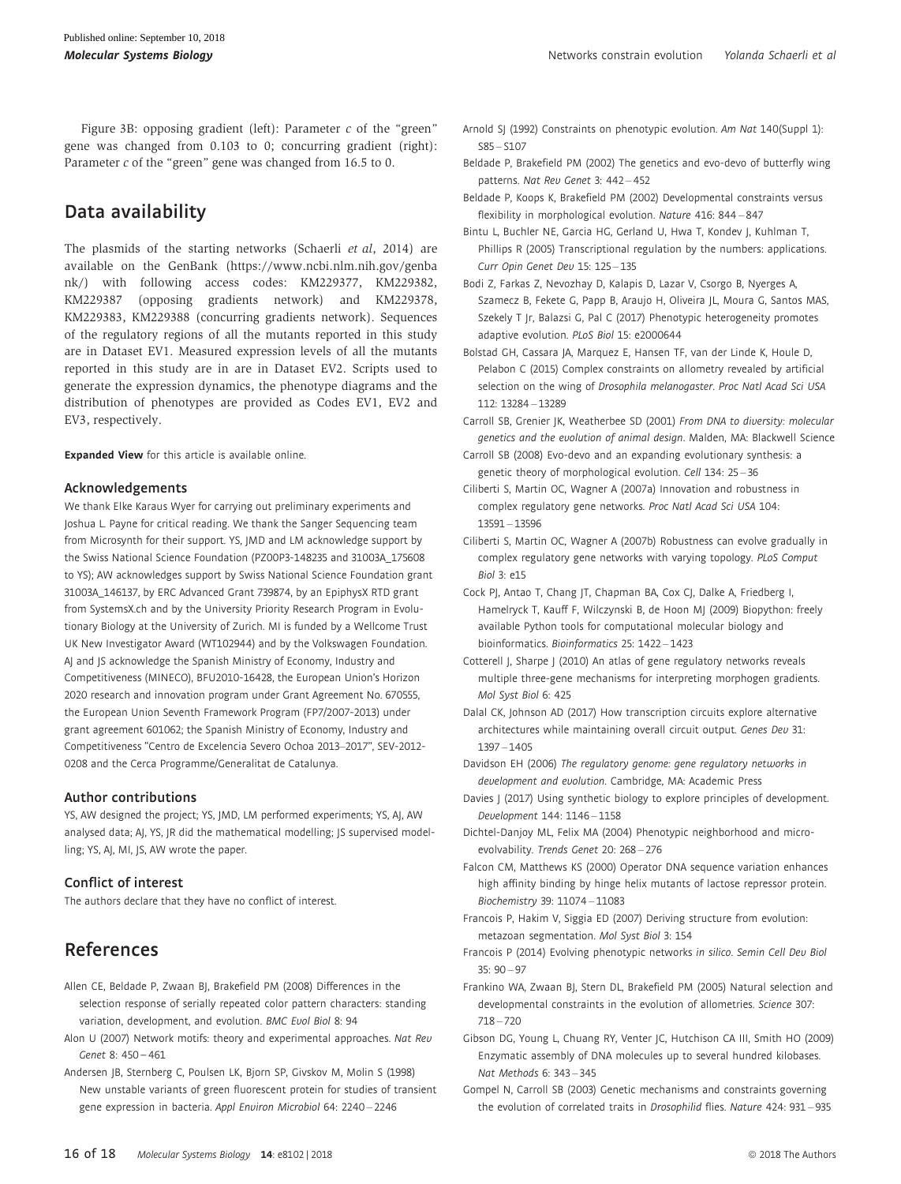Figure 3B: opposing gradient (left): Parameter $c$ of the "green" gene was changed from 0.103 to 0; concurring gradient (right): Parameter $c$ of the "green" gene was changed from 16.5 to 0.

## Data availability

The plasmids of the starting networks (Schaerli *et al*, 2014) are available on the GenBank (https://www.ncbi.nlm.nih.gov/genbank/) with following access codes: KM229377, KM229382, KM229387 (opposing gradients network) and KM229378, KM229383, KM229388 (concurring gradients network). Sequences of the regulatory regions of all the mutants reported in this study are in Dataset EV1. Measured expression levels of all the mutants reported in this study are in are in Dataset EV2. Scripts used to generate the expression dynamics, the phenotype diagrams and the distribution of phenotypes are provided as Codes EV1, EV2 and EV3, respectively.

**Expanded View** for this article is available online.

### Acknowledgements

We thank Elke Karaus Wyer for carrying out preliminary experiments and Joshua L. Payne for critical reading. We thank the Sanger Sequencing team from Microsynth for their support. YS, JMD and LM acknowledge support by the Swiss National Science Foundation (PZ00P3-148235 and 31003A_175608 to YS); AW acknowledges support by Swiss National Science Foundation grant 31003A_146137, by ERC Advanced Grant 739874, by an EpiphysX RTD grant from SystemsX.ch and by the University Priority Research Program in Evolutionary Biology at the University of Zurich. MI is funded by a Wellcome Trust UK New Investigator Award (WT102944) and by the Volkswagen Foundation. AJ and JS acknowledge the Spanish Ministry of Economy, Industry and Competitiveness (MINECO), BFU2010-16428, the European Union's Horizon 2020 research and innovation program under Grant Agreement No. 670555, the European Union Seventh Framework Program (FP7/2007-2013) under grant agreement 601062; the Spanish Ministry of Economy, Industry and Competitiveness "Centro de Excelencia Severo Ochoa 2013–2017", SEV-2012-0208 and the Cerca Programme/Generalitat de Catalunya.

### Author contributions

YS, AW designed the project; YS, JMD, LM performed experiments; YS, AJ, AW analysed data; AJ, YS, JR did the mathematical modelling; JS supervised modelling; YS, AJ, MI, JS, AW wrote the paper.

### Conflict of interest

The authors declare that they have no conflict of interest.

## References

Allen CE, Beldade P, Zwaan BJ, Brakefield PM (2008) Differences in the selection response of serially repeated color pattern characters: standing variation, development, and evolution. *BMC Evol Biol* 8: 94

Alon U (2007) Network motifs: theory and experimental approaches. *Nat Rev Genet* 8: 450 – 461

Andersen JB, Sternberg C, Poulsen LK, Bjorn SP, Givskov M, Molin S (1998) New unstable variants of green fluorescent protein for studies of transient gene expression in bacteria. *Appl Environ Microbiol* 64: 2240 – 2246

Arnold SJ (1992) Constraints on phenotypic evolution. *Am Nat* 140(Suppl 1): S85 – S107

Beldade P, Brakefield PM (2002) The genetics and evo-devo of butterfly wing patterns. *Nat Rev Genet* 3: 442 – 452

Beldade P, Koops K, Brakefield PM (2002) Developmental constraints versus flexibility in morphological evolution. *Nature* 416: 844 – 847

Bintu L, Buchler NE, Garcia HG, Gerland U, Hwa T, Kondev J, Kuhlman T, Phillips R (2005) Transcriptional regulation by the numbers: applications. *Curr Opin Genet Dev* 15: 125 – 135

Bodi Z, Farkas Z, Nevozhay D, Kalapis D, Lazar V, Csorgo B, Nyerges A, Szamecz B, Fekete G, Papp B, Araujo H, Oliveira JL, Moura G, Santos MAS, Szekely T Jr, Balazsi G, Pal C (2017) Phenotypic heterogeneity promotes adaptive evolution. *PLoS Biol* 15: e2000644

Bolstad GH, Cassara JA, Marquez E, Hansen TF, van der Linde K, Houle D, Pelabon C (2015) Complex constraints on allometry revealed by artificial selection on the wing of *Drosophila melanogaster*. *Proc Natl Acad Sci USA* 112: 13284 – 13289

Carroll SB, Grenier JK, Weatherbee SD (2001) *From DNA to diversity: molecular genetics and the evolution of animal design*. Malden, MA: Blackwell Science

Carroll SB (2008) Evo-devo and an expanding evolutionary synthesis: a genetic theory of morphological evolution. *Cell* 134: 25 – 36

Ciliberti S, Martin OC, Wagner A (2007a) Innovation and robustness in complex regulatory gene networks. *Proc Natl Acad Sci USA* 104: 13591 – 13596

Ciliberti S, Martin OC, Wagner A (2007b) Robustness can evolve gradually in complex regulatory gene networks with varying topology. *PLoS Comput Biol* 3: e15

Cock PJ, Antao T, Chang JT, Chapman BA, Cox CJ, Dalke A, Friedberg I, Hamelryck T, Kauff F, Wilczynski B, de Hoon MJ (2009) Biopython: freely available Python tools for computational molecular biology and bioinformatics. *Bioinformatics* 25: 1422 – 1423

Cotterell J, Sharpe J (2010) An atlas of gene regulatory networks reveals multiple three-gene mechanisms for interpreting morphogen gradients. *Mol Syst Biol* 6: 425

Dalal CK, Johnson AD (2017) How transcription circuits explore alternative architectures while maintaining overall circuit output. *Genes Dev* 31: 1397 – 1405

Davidson EH (2006) *The regulatory genome: gene regulatory networks in development and evolution*. Cambridge, MA: Academic Press

Davies J (2017) Using synthetic biology to explore principles of development. *Development* 144: 1146 – 1158

Dichtel-Danjoy ML, Felix MA (2004) Phenotypic neighborhood and micro-evolvability. *Trends Genet* 20: 268 – 276

Falcon CM, Matthews KS (2000) Operator DNA sequence variation enhances high affinity binding by hinge helix mutants of lactose repressor protein. *Biochemistry* 39: 11074 – 11083

Francois P, Hakim V, Siggia ED (2007) Deriving structure from evolution: metazoan segmentation. *Mol Syst Biol* 3: 154

Francois P (2014) Evolving phenotypic networks *in silico*. *Semin Cell Dev Biol* 35: 90 – 97

Frankino WA, Zwaan BJ, Stern DL, Brakefield PM (2005) Natural selection and developmental constraints in the evolution of allometries. *Science* 307: 718 – 720

Gibson DG, Young L, Chuang RY, Venter JC, Hutchison CA III, Smith HO (2009) Enzymatic assembly of DNA molecules up to several hundred kilobases. *Nat Methods* 6: 343 – 345

Gompel N, Carroll SB (2003) Genetic mechanisms and constraints governing the evolution of correlated traits in *Drosophilid* flies. *Nature* 424: 931 – 935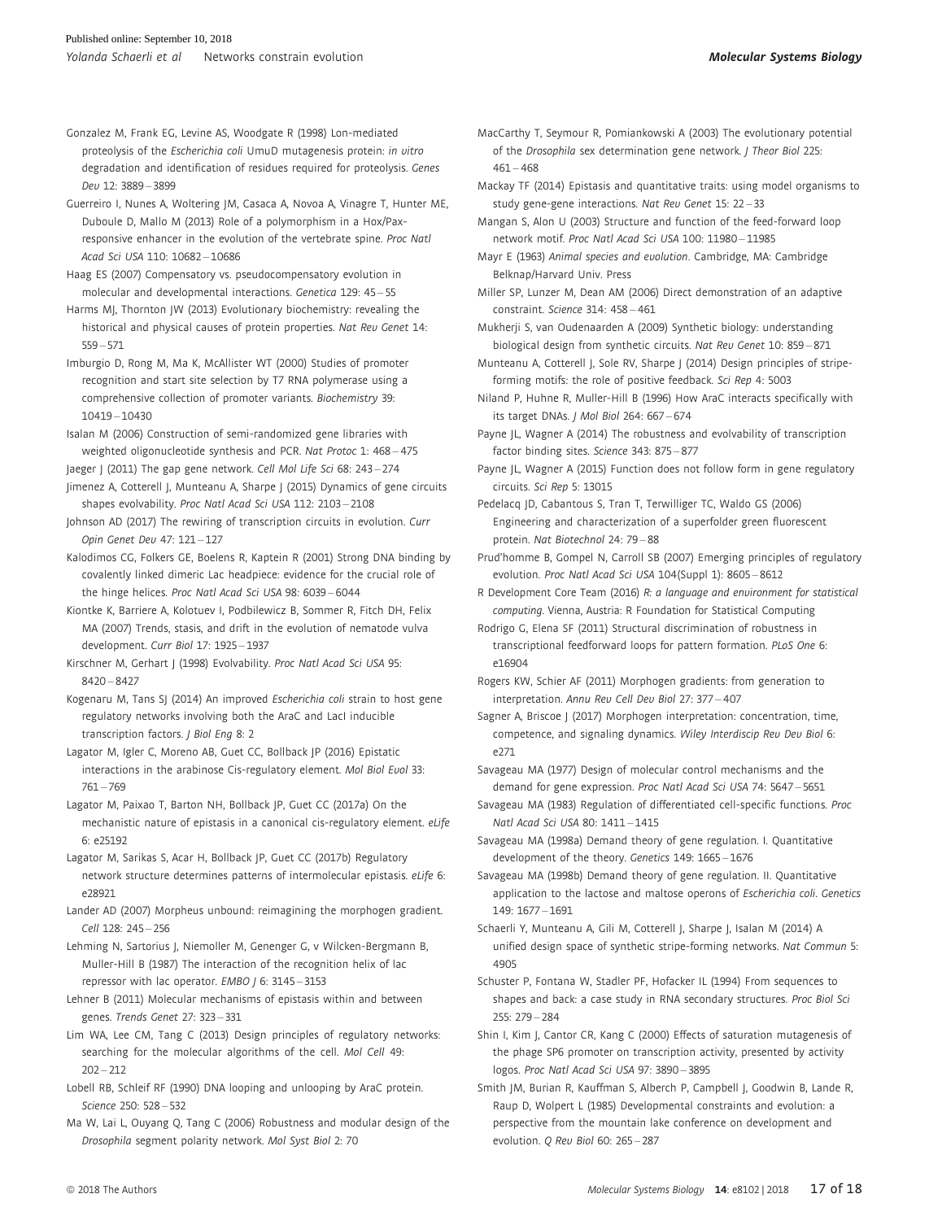Gonzalez M, Frank EG, Levine AS, Woodgate R (1998) Lon-mediated proteolysis of the *Escherichia coli* UmuD mutagenesis protein: *in vitro* degradation and identification of residues required for proteolysis. *Genes Dev* 12: 3889 – 3899

Guerreiro I, Nunes A, Woltering JM, Casaca A, Novoa A, Vinagre T, Hunter ME, Duboule D, Mallo M (2013) Role of a polymorphism in a Hox/Pax-responsive enhancer in the evolution of the vertebrate spine. *Proc Natl Acad Sci USA* 110: 10682 – 10686

Haag ES (2007) Compensatory vs. pseudocompensatory evolution in molecular and developmental interactions. *Genetica* 129: 45 – 55

Harms MJ, Thornton JW (2013) Evolutionary biochemistry: revealing the historical and physical causes of protein properties. *Nat Rev Genet* 14: 559 – 571

Imburgio D, Rong M, Ma K, McAllister WT (2000) Studies of promoter recognition and start site selection by T7 RNA polymerase using a comprehensive collection of promoter variants. *Biochemistry* 39: 10419 – 10430

Isalan M (2006) Construction of semi-randomized gene libraries with weighted oligonucleotide synthesis and PCR. *Nat Protoc* 1: 468 – 475

Jaeger J (2011) The gap gene network. *Cell Mol Life Sci* 68: 243 – 274

Jimenez A, Cotterell J, Munteanu A, Sharpe J (2015) Dynamics of gene circuits shapes evolvability. *Proc Natl Acad Sci USA* 112: 2103 – 2108

Johnson AD (2017) The rewiring of transcription circuits in evolution. *Curr Opin Genet Dev* 47: 121 – 127

Kalodimos CG, Folkers GE, Boelens R, Kaptein R (2001) Strong DNA binding by covalently linked dimeric Lac headpiece: evidence for the crucial role of the hinge helices. *Proc Natl Acad Sci USA* 98: 6039 – 6044

Kiontke K, Barriere A, Kolotuev I, Podbilewicz B, Sommer R, Fitch DH, Felix MA (2007) Trends, stasis, and drift in the evolution of nematode vulva development. *Curr Biol* 17: 1925 – 1937

Kirschner M, Gerhart J (1998) Evolvability. *Proc Natl Acad Sci USA* 95: 8420 – 8427

Kogenaru M, Tans SJ (2014) An improved *Escherichia coli* strain to host gene regulatory networks involving both the AraC and LacI inducible transcription factors. *J Biol Eng* 8: 2

Lagator M, Igler C, Moreno AB, Guet CC, Bollback JP (2016) Epistatic interactions in the arabinose Cis-regulatory element. *Mol Biol Evol* 33: 761 – 769

Lagator M, Paixao T, Barton NH, Bollback JP, Guet CC (2017a) On the mechanistic nature of epistasis in a canonical cis-regulatory element. *eLife* 6: e25192

Lagator M, Sarikas S, Acar H, Bollback JP, Guet CC (2017b) Regulatory network structure determines patterns of intermolecular epistasis. *eLife* 6: e28921

Lander AD (2007) Morpheus unbound: reimagining the morphogen gradient. *Cell* 128: 245 – 256

Lehming N, Sartorius J, Niemoller M, Genenger G, v Wilcken-Bergmann B, Muller-Hill B (1987) The interaction of the recognition helix of lac repressor with lac operator. *EMBO J* 6: 3145 – 3153

Lehner B (2011) Molecular mechanisms of epistasis within and between genes. *Trends Genet* 27: 323 – 331

Lim WA, Lee CM, Tang C (2013) Design principles of regulatory networks: searching for the molecular algorithms of the cell. *Mol Cell* 49: 202 – 212

Lobell RB, Schleif RF (1990) DNA looping and unlooping by AraC protein. *Science* 250: 528 – 532

Ma W, Lai L, Ouyang Q, Tang C (2006) Robustness and modular design of the *Drosophila* segment polarity network. *Mol Syst Biol* 2: 70

MacCarthy T, Seymour R, Pomiankowski A (2003) The evolutionary potential of the *Drosophila* sex determination gene network. *J Theor Biol* 225: 461 – 468

Mackay TF (2014) Epistasis and quantitative traits: using model organisms to study gene-gene interactions. *Nat Rev Genet* 15: 22 – 33

Mangan S, Alon U (2003) Structure and function of the feed-forward loop network motif. *Proc Natl Acad Sci USA* 100: 11980 – 11985

Mayr E (1963) *Animal species and evolution*. Cambridge, MA: Cambridge Belknap/Harvard Univ. Press

Miller SP, Lunzer M, Dean AM (2006) Direct demonstration of an adaptive constraint. *Science* 314: 458 – 461

Mukherji S, van Oudenaarden A (2009) Synthetic biology: understanding biological design from synthetic circuits. *Nat Rev Genet* 10: 859 – 871

Munteanu A, Cotterell J, Sole RV, Sharpe J (2014) Design principles of stripe-forming motifs: the role of positive feedback. *Sci Rep* 4: 5003

Niland P, Huhne R, Muller-Hill B (1996) How AraC interacts specifically with its target DNAs. *J Mol Biol* 264: 667 – 674

Payne JL, Wagner A (2014) The robustness and evolvability of transcription factor binding sites. *Science* 343: 875 – 877

Payne JL, Wagner A (2015) Function does not follow form in gene regulatory circuits. *Sci Rep* 5: 13015

Pedelacq JD, Cabantous S, Tran T, Terwilliger TC, Waldo GS (2006) Engineering and characterization of a superfolder green fluorescent protein. *Nat Biotechnol* 24: 79 – 88

Prud'homme B, Gompel N, Carroll SB (2007) Emerging principles of regulatory evolution. *Proc Natl Acad Sci USA* 104(Suppl 1): 8605 – 8612

R Development Core Team (2016) *R: a language and environment for statistical computing*. Vienna, Austria: R Foundation for Statistical Computing

Rodrigo G, Elena SF (2011) Structural discrimination of robustness in transcriptional feedforward loops for pattern formation. *PLoS One* 6: e16904

Rogers KW, Schier AF (2011) Morphogen gradients: from generation to interpretation. *Annu Rev Cell Dev Biol* 27: 377 – 407

Sagner A, Briscoe J (2017) Morphogen interpretation: concentration, time, competence, and signaling dynamics. *Wiley Interdiscip Rev Dev Biol* 6: e271

Savageau MA (1977) Design of molecular control mechanisms and the demand for gene expression. *Proc Natl Acad Sci USA* 74: 5647 – 5651

Savageau MA (1983) Regulation of differentiated cell-specific functions. *Proc Natl Acad Sci USA* 80: 1411 – 1415

Savageau MA (1998a) Demand theory of gene regulation. I. Quantitative development of the theory. *Genetics* 149: 1665 – 1676

Savageau MA (1998b) Demand theory of gene regulation. II. Quantitative application to the lactose and maltose operons of *Escherichia coli*. *Genetics* 149: 1677 – 1691

Schaerli Y, Munteanu A, Gili M, Cotterell J, Sharpe J, Isalan M (2014) A unified design space of synthetic stripe-forming networks. *Nat Commun* 5: 4905

Schuster P, Fontana W, Stadler PF, Hofacker IL (1994) From sequences to shapes and back: a case study in RNA secondary structures. *Proc Biol Sci* 255: 279 – 284

Shin I, Kim J, Cantor CR, Kang C (2000) Effects of saturation mutagenesis of the phage SP6 promoter on transcription activity, presented by activity logos. *Proc Natl Acad Sci USA* 97: 3890 – 3895

Smith JM, Burian R, Kauffman S, Alberch P, Campbell J, Goodwin B, Lande R, Raup D, Wolpert L (1985) Developmental constraints and evolution: a perspective from the mountain lake conference on development and evolution. *Q Rev Biol* 60: 265 – 287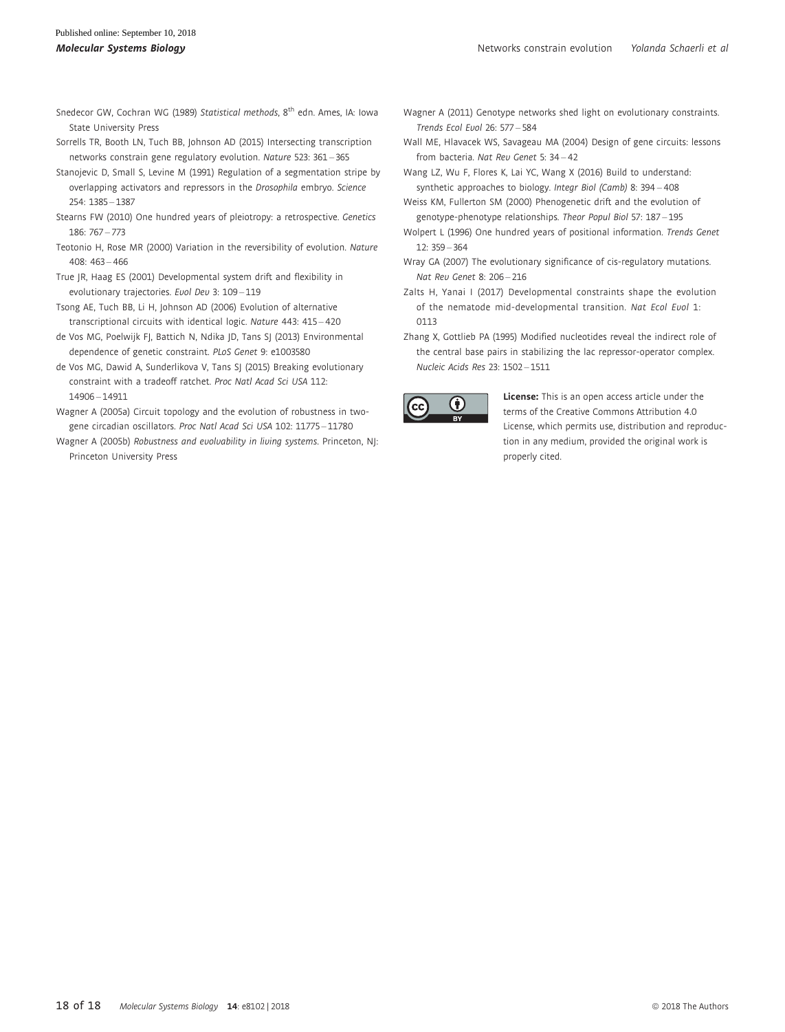Snedecor GW, Cochran WG (1989) *Statistical methods*, 8th edn. Ames, IA: Iowa State University Press

Sorrells TR, Booth LN, Tuch BB, Johnson AD (2015) Intersecting transcription networks constrain gene regulatory evolution. *Nature* 523: 361 – 365

Stanojevic D, Small S, Levine M (1991) Regulation of a segmentation stripe by overlapping activators and repressors in the *Drosophila* embryo. *Science* 254: 1385 – 1387

Stearns FW (2010) One hundred years of pleiotropy: a retrospective. *Genetics* 186: 767 – 773

Teotonio H, Rose MR (2000) Variation in the reversibility of evolution. *Nature* 408: 463 – 466

True JR, Haag ES (2001) Developmental system drift and flexibility in evolutionary trajectories. *Evol Dev* 3: 109 – 119

Tsong AE, Tuch BB, Li H, Johnson AD (2006) Evolution of alternative transcriptional circuits with identical logic. *Nature* 443: 415 – 420

de Vos MG, Poelwijk FJ, Battich N, Ndika JD, Tans SJ (2013) Environmental dependence of genetic constraint. *PLoS Genet* 9: e1003580

de Vos MG, Dawid A, Sunderlikova V, Tans SJ (2015) Breaking evolutionary constraint with a tradeoff ratchet. *Proc Natl Acad Sci USA* 112: 14906 – 14911

Wagner A (2005a) Circuit topology and the evolution of robustness in two-gene circadian oscillators. *Proc Natl Acad Sci USA* 102: 11775 – 11780

Wagner A (2005b) *Robustness and evolvability in living systems*. Princeton, NJ: Princeton University Press

Wagner A (2011) Genotype networks shed light on evolutionary constraints. *Trends Ecol Evol* 26: 577 – 584

Wall ME, Hlavacek WS, Savageau MA (2004) Design of gene circuits: lessons from bacteria. *Nat Rev Genet* 5: 34 – 42

Wang LZ, Wu F, Flores K, Lai YC, Wang X (2016) Build to understand: synthetic approaches to biology. *Integr Biol (Camb)* 8: 394 – 408

Weiss KM, Fullerton SM (2000) Phenogenetic drift and the evolution of genotype-phenotype relationships. *Theor Popul Biol* 57: 187 – 195

Wolpert L (1996) One hundred years of positional information. *Trends Genet* 12: 359 – 364

Wray GA (2007) The evolutionary significance of cis-regulatory mutations. *Nat Rev Genet* 8: 206 – 216

Zalts H, Yanai I (2017) Developmental constraints shape the evolution of the nematode mid-developmental transition. *Nat Ecol Evol* 1: 0113

Zhang X, Gottlieb PA (1995) Modified nucleotides reveal the indirect role of the central base pairs in stabilizing the lac repressor-operator complex. *Nucleic Acids Res* 23: 1502 – 1511

**License:** This is an open access article under the terms of the Creative Commons Attribution 4.0 License, which permits use, distribution and reproduction in any medium, provided the original work is properly cited.